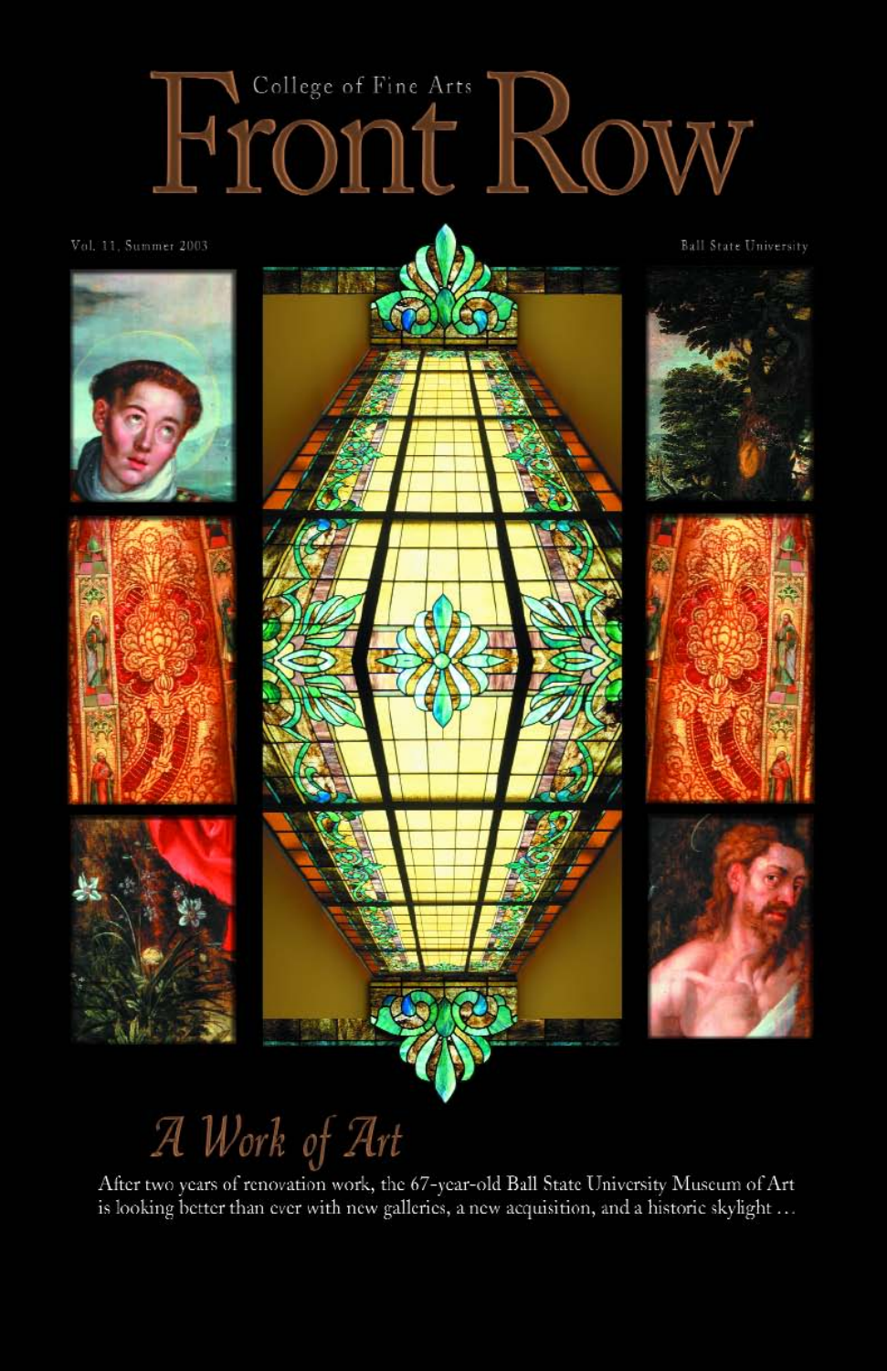College of Fine Arts

# Front Row

Vol. 11, Summer 2003

Ball State University

## *A Work of Art*

After two years of renovation work, the 67-year-old Ball State University Museum of Art is looking better than ever with new galleries, a new acquisition, and a historic skylight …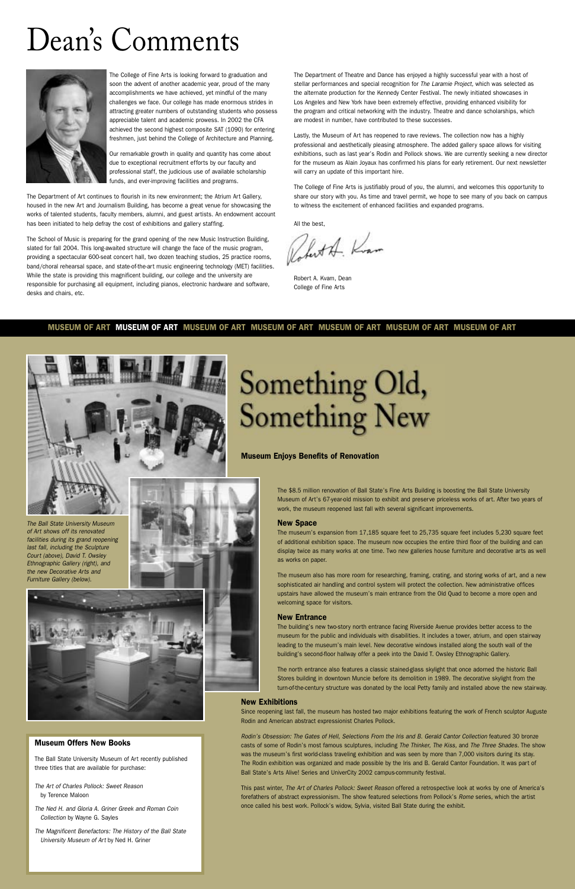# Dean's Comments

The College of Fine Arts is looking forward to graduation and soon the advent of another academic year, proud of the many accomplishments we have achieved, yet mindful of the many challenges we face. Our college has made enormous strides in attracting greater numbers of outstanding students who possess appreciable talent and academic prowess. In 2002 the CFA achieved the second highest composite SAT (1090) for entering freshmen, just behind the College of Architecture and Planning.

Our remarkable growth in quality and quantity has come about due to exceptional recruitment efforts by our faculty and professional staff, the judicious use of available scholarship funds, and ever-improving facilities and programs.

The Department of Art continues to flourish in its new environment; the Atrium Art Gallery, housed in the new Art and Journalism Building, has become a great venue for showcasing the works of talented students, faculty members, alumni, and guest artists. An endowment account has been initiated to help defray the cost of exhibitions and gallery staffing.

The School of Music is preparing for the grand opening of the new Music Instruction Building, slated for fall 2004. This long-awaited structure will change the face of the music program, providing a spectacular 600-seat concert hall, two dozen teaching studios, 25 practice rooms, band/choral rehearsal space, and state-of-the-art music engineering technology (MET) facilities. While the state is providing this magnificent building, our college and the university are responsible for purchasing all equipment, including pianos, electronic hardware and software, desks and chairs, etc.

The Department of Theatre and Dance has enjoyed a highly successful year with a host of stellar performances and special recognition for *The Laramie Project*, which was selected as the alternate production for the Kennedy Center Festival. The newly initiated showcases in Los Angeles and New York have been extremely effective, providing enhanced visibility for the program and critical networking with the industry. Theatre and dance scholarships, which are modest in number, have contributed to these successes.

Lastly, the Museum of Art has reopened to rave reviews. The collection now has a highly professional and aesthetically pleasing atmosphere. The added gallery space allows for visiting exhibitions, such as last year's Rodin and Pollock shows. We are currently seeking a new director for the museum as Alain Joyaux has confirmed his plans for early retirement. Our next newsletter will carry an update of this important hire.

The College of Fine Arts is justifiably proud of you, the alumni, and welcomes this opportunity to share our story with you. As time and travel permit, we hope to see many of you back on campus to witness the excitement of enhanced facilities and expanded programs.

All the best,

Robert A. Kvam, Dean
College of Fine Arts

**MUSEUM OF ART**

# Something Old, Something New

### Museum Enjoys Benefits of Renovation

*The Ball State University Museum of Art shows off its renovated facilities during its grand reopening last fall, including the Sculpture Court (above), David T. Owsley Ethnographic Gallery (right), and the new Decorative Arts and Furniture Gallery (below).*

The $8.5 million renovation of Ball State's Fine Arts Building is boosting the Ball State University Museum of Art's 67-year-old mission to exhibit and preserve priceless works of art. After two years of work, the museum reopened last fall with several significant improvements.

#### New Space

The museum's expansion from 17,185 square feet to 25,735 square feet includes 5,230 square feet of additional exhibition space. The museum now occupies the entire third floor of the building and can display twice as many works at one time. Two new galleries house furniture and decorative arts as well as works on paper.

The museum also has more room for researching, framing, crating, and storing works of art, and a new sophisticated air handling and control system will protect the collection. New administrative offices upstairs have allowed the museum's main entrance from the Old Quad to become a more open and welcoming space for visitors.

#### New Entrance

The building's new two-story north entrance facing Riverside Avenue provides better access to the museum for the public and individuals with disabilities. It includes a tower, atrium, and open stairway leading to the museum's main level. New decorative windows installed along the south wall of the building's second-floor hallway offer a peek into the David T. Owsley Ethnographic Gallery.

The north entrance also features a classic stained-glass skylight that once adorned the historic Ball Stores building in downtown Muncie before its demolition in 1989. The decorative skylight from the turn-of-the-century structure was donated by the local Petty family and installed above the new stairway.

#### New Exhibitions

Since reopening last fall, the museum has hosted two major exhibitions featuring the work of French sculptor Auguste Rodin and American abstract expressionist Charles Pollock.

*Rodin's Obsession: The Gates of Hell, Selections From the Iris and B. Gerald Cantor Collection* featured 30 bronze casts of some of Rodin's most famous sculptures, including *The Thinker, The Kiss*, and *The Three Shades*. The show was the museum's first world-class traveling exhibition and was seen by more than 7,000 visitors during its stay. The Rodin exhibition was organized and made possible by the Iris and B. Gerald Cantor Foundation. It was part of Ball State's Arts Alive! Series and UniverCity 2002 campus-community festival.

This past winter, *The Art of Charles Pollock: Sweet Reason* offered a retrospective look at works by one of America's forefathers of abstract expressionism. The show featured selections from Pollock's *Rome* series, which the artist once called his best work. Pollock's widow, Sylvia, visited Ball State during the exhibit.

### Museum Offers New Books

The Ball State University Museum of Art recently published three titles that are available for purchase:

- *The Art of Charles Pollock: Sweet Reason* by Terence Maloon
- *The Ned H. and Gloria A. Griner Greek and Roman Coin Collection* by Wayne G. Sayles
- *The Magnificent Benefactors: The History of the Ball State University Museum of Art* by Ned H. Griner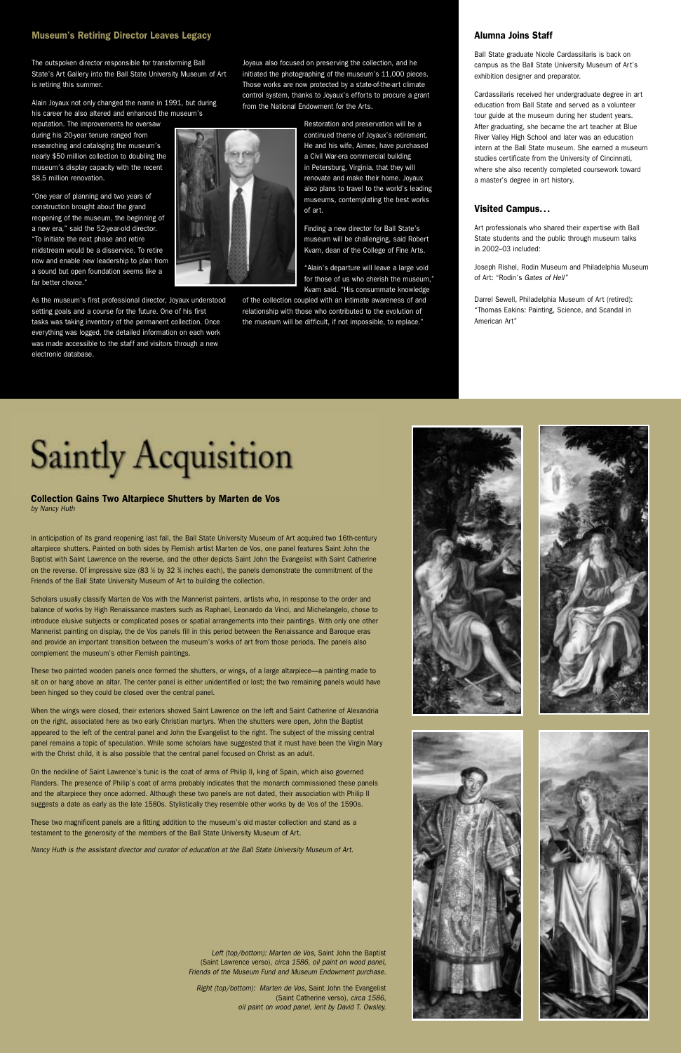## Museum's Retiring Director Leaves Legacy

The outspoken director responsible for transforming Ball State's Art Gallery into the Ball State University Museum of Art is retiring this summer.

Alain Joyaux not only changed the name in 1991, but during his career he also altered and enhanced the museum's reputation. The improvements he oversaw during his 20-year tenure ranged from researching and cataloging the museum's nearly $50 million collection to doubling the museum's display capacity with the recent $8.5 million renovation.

"One year of planning and two years of construction brought about the grand reopening of the museum, the beginning of a new era," said the 52-year-old director. "To initiate the next phase and retire midstream would be a disservice. To retire now and enable new leadership to plan from a sound but open foundation seems like a far better choice."

As the museum's first professional director, Joyaux understood setting goals and a course for the future. One of his first tasks was taking inventory of the permanent collection. Once everything was logged, the detailed information on each work was made accessible to the staff and visitors through a new electronic database.

Joyaux also focused on preserving the collection, and he initiated the photographing of the museum's 11,000 pieces. Those works are now protected by a state-of-the-art climate control system, thanks to Joyaux's efforts to procure a grant from the National Endowment for the Arts.

Restoration and preservation will be a continued theme of Joyaux's retirement. He and his wife, Aimee, have purchased a Civil War-era commercial building in Petersburg, Virginia, that they will renovate and make their home. Joyaux also plans to travel to the world's leading museums, contemplating the best works of art.

Finding a new director for Ball State's museum will be challenging, said Robert Kvam, dean of the College of Fine Arts.

"Alain's departure will leave a large void for those of us who cherish the museum," Kvam said. "His consummate knowledge of the collection coupled with an intimate awareness of and relationship with those who contributed to the evolution of the museum will be difficult, if not impossible, to replace."

## Alumna Joins Staff

Ball State graduate Nicole Cardassilaris is back on campus as the Ball State University Museum of Art's exhibition designer and preparator.

Cardassilaris received her undergraduate degree in art education from Ball State and served as a volunteer tour guide at the museum during her student years. After graduating, she became the art teacher at Blue River Valley High School and later was an education intern at the Ball State museum. She earned a museum studies certificate from the University of Cincinnati, where she also recently completed coursework toward a master's degree in art history.

## Visited Campus…

Art professionals who shared their expertise with Ball State students and the public through museum talks in 2002–03 included:

Joseph Rishel, Rodin Museum and Philadelphia Museum of Art: "Rodin's *Gates of Hell*"

Darrel Sewell, Philadelphia Museum of Art (retired): "Thomas Eakins: Painting, Science, and Scandal in American Art"

# Saintly Acquisition

### Collection Gains Two Altarpiece Shutters by Marten de Vos

*by Nancy Huth*

In anticipation of its grand reopening last fall, the Ball State University Museum of Art acquired two 16th-century altarpiece shutters. Painted on both sides by Flemish artist Marten de Vos, one panel features Saint John the Baptist with Saint Lawrence on the reverse, and the other depicts Saint John the Evangelist with Saint Catherine on the reverse. Of impressive size (83 ½ by 32 ¾ inches each), the panels demonstrate the commitment of the Friends of the Ball State University Museum of Art to building the collection.

Scholars usually classify Marten de Vos with the Mannerist painters, artists who, in response to the order and balance of works by High Renaissance masters such as Raphael, Leonardo da Vinci, and Michelangelo, chose to introduce elusive subjects or complicated poses or spatial arrangements into their paintings. With only one other Mannerist painting on display, the de Vos panels fill in this period between the Renaissance and Baroque eras and provide an important transition between the museum's works of art from those periods. The panels also complement the museum's other Flemish paintings.

These two painted wooden panels once formed the shutters, or wings, of a large altarpiece—a painting made to sit on or hang above an altar. The center panel is either unidentified or lost; the two remaining panels would have been hinged so they could be closed over the central panel.

When the wings were closed, their exteriors showed Saint Lawrence on the left and Saint Catherine of Alexandria on the right, associated here as two early Christian martyrs. When the shutters were open, John the Baptist appeared to the left of the central panel and John the Evangelist to the right. The subject of the missing central panel remains a topic of speculation. While some scholars have suggested that it must have been the Virgin Mary with the Christ child, it is also possible that the central panel focused on Christ as an adult.

On the neckline of Saint Lawrence's tunic is the coat of arms of Philip II, king of Spain, which also governed Flanders. The presence of Philip's coat of arms probably indicates that the monarch commissioned these panels and the altarpiece they once adorned. Although these two panels are not dated, their association with Philip II suggests a date as early as the late 1580s. Stylistically they resemble other works by de Vos of the 1590s.

These two magnificent panels are a fitting addition to the museum's old master collection and stand as a testament to the generosity of the members of the Ball State University Museum of Art.

*Nancy Huth is the assistant director and curator of education at the Ball State University Museum of Art.*

*Left (top/bottom): Marten de Vos,* Saint John the Baptist *(Saint Lawrence verso), circa 1586, oil paint on wood panel, Friends of the Museum Fund and Museum Endowment purchase.*

*Right (top/bottom): Marten de Vos,* Saint John the Evangelist *(Saint Catherine verso), circa 1586, oil paint on wood panel, lent by David T. Owsley.*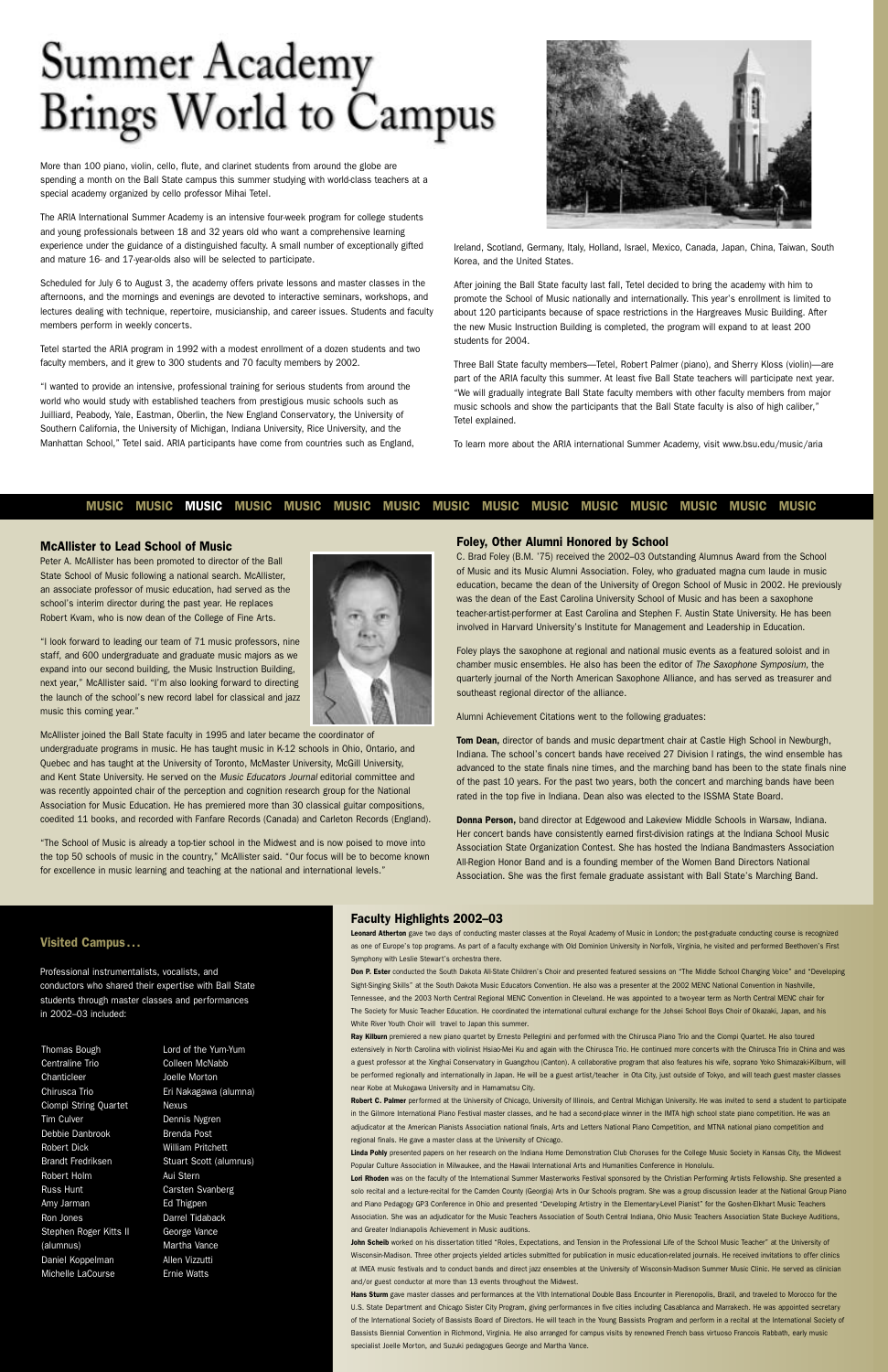# Summer Academy Brings World to Campus

More than 100 piano, violin, cello, flute, and clarinet students from around the globe are spending a month on the Ball State campus this summer studying with world-class teachers at a special academy organized by cello professor Mihai Tetel.

The ARIA International Summer Academy is an intensive four-week program for college students and young professionals between 18 and 32 years old who want a comprehensive learning experience under the guidance of a distinguished faculty. A small number of exceptionally gifted and mature 16- and 17-year-olds also will be selected to participate.

Scheduled for July 6 to August 3, the academy offers private lessons and master classes in the afternoons, and the mornings and evenings are devoted to interactive seminars, workshops, and lectures dealing with technique, repertoire, musicianship, and career issues. Students and faculty members perform in weekly concerts.

Tetel started the ARIA program in 1992 with a modest enrollment of a dozen students and two faculty members, and it grew to 300 students and 70 faculty members by 2002.

"I wanted to provide an intensive, professional training for serious students from around the world who would study with established teachers from prestigious music schools such as Juilliard, Peabody, Yale, Eastman, Oberlin, the New England Conservatory, the University of Southern California, the University of Michigan, Indiana University, Rice University, and the Manhattan School," Tetel said. ARIA participants have come from countries such as England, Ireland, Scotland, Germany, Italy, Holland, Israel, Mexico, Canada, Japan, China, Taiwan, South Korea, and the United States.

After joining the Ball State faculty last fall, Tetel decided to bring the academy with him to promote the School of Music nationally and internationally. This year's enrollment is limited to about 120 participants because of space restrictions in the Hargreaves Music Building. After the new Music Instruction Building is completed, the program will expand to at least 200 students for 2004.

Three Ball State faculty members—Tetel, Robert Palmer (piano), and Sherry Kloss (violin)—are part of the ARIA faculty this summer. At least five Ball State teachers will participate next year. "We will gradually integrate Ball State faculty members with other faculty members from major music schools and show the participants that the Ball State faculty is also of high caliber," Tetel explained.

To learn more about the ARIA international Summer Academy, visit www.bsu.edu/music/aria

MUSIC MUSIC **MUSIC** MUSIC MUSIC MUSIC MUSIC MUSIC MUSIC MUSIC MUSIC MUSIC MUSIC MUSIC MUSIC

## McAllister to Lead School of Music

Peter A. McAllister has been promoted to director of the Ball State School of Music following a national search. McAllister, an associate professor of music education, had served as the school's interim director during the past year. He replaces Robert Kvam, who is now dean of the College of Fine Arts.

"I look forward to leading our team of 71 music professors, nine staff, and 600 undergraduate and graduate music majors as we expand into our second building, the Music Instruction Building, next year," McAllister said. "I'm also looking forward to directing the launch of the school's new record label for classical and jazz music this coming year."

McAllister joined the Ball State faculty in 1995 and later became the coordinator of undergraduate programs in music. He has taught music in K-12 schools in Ohio, Ontario, and Quebec and has taught at the University of Toronto, McMaster University, McGill University, and Kent State University. He served on the *Music Educators Journal* editorial committee and was recently appointed chair of the perception and cognition research group for the National Association for Music Education. He has premiered more than 30 classical guitar compositions, coedited 11 books, and recorded with Fanfare Records (Canada) and Carleton Records (England).

"The School of Music is already a top-tier school in the Midwest and is now poised to move into the top 50 schools of music in the country," McAllister said. "Our focus will be to become known for excellence in music learning and teaching at the national and international levels."

## Foley, Other Alumni Honored by School

C. Brad Foley (B.M. '75) received the 2002–03 Outstanding Alumnus Award from the School of Music and its Music Alumni Association. Foley, who graduated magna cum laude in music education, became the dean of the University of Oregon School of Music in 2002. He previously was the dean of the East Carolina University School of Music and has been a saxophone teacher-artist-performer at East Carolina and Stephen F. Austin State University. He has been involved in Harvard University's Institute for Management and Leadership in Education.

Foley plays the saxophone at regional and national music events as a featured soloist and in chamber music ensembles. He also has been the editor of *The Saxophone Symposium*, the quarterly journal of the North American Saxophone Alliance, and has served as treasurer and southeast regional director of the alliance.

Alumni Achievement Citations went to the following graduates:

**Tom Dean,** director of bands and music department chair at Castle High School in Newburgh, Indiana. The school's concert bands have received 27 Division I ratings, the wind ensemble has advanced to the state finals nine times, and the marching band has been to the state finals nine of the past 10 years. For the past two years, both the concert and marching bands have been rated in the top five in Indiana. Dean also was elected to the ISSMA State Board.

**Donna Person,** band director at Edgewood and Lakeview Middle Schools in Warsaw, Indiana. Her concert bands have consistently earned first-division ratings at the Indiana School Music Association State Organization Contest. She has hosted the Indiana Bandmasters Association All-Region Honor Band and is a founding member of the Women Band Directors National Association. She was the first female graduate assistant with Ball State's Marching Band.

## Visited Campus . . .

Professional instrumentalists, vocalists, and conductors who shared their expertise with Ball State students through master classes and performances in 2002–03 included:

- Thomas Bough
- Centraline Trio
- Chanticleer
- Chiruscа Trio
- Ciompi String Quartet
- Tim Culver
- Debbie Danbrook
- Robert Dick
- Brandt Fredriksen
- Robert Holm
- Russ Hunt
- Amy Jarman
- Ron Jones
- Stephen Roger Kitts II (alumnus)
- Daniel Koppelman
- Michelle LaCourse
- Lord of the Yum-Yum
- Colleen McNabb
- Joelle Morton
- Eri Nakagawa (alumna)
- Nexus
- Dennis Nygren
- Brenda Post
- William Pritchett
- Stuart Scott (alumnus)
- Aui Stern
- Carsten Svanberg
- Ed Thigpen
- Darrel Tidaback
- George Vance
- Martha Vance
- Allen Vizzutti
- Ernie Watts

## Faculty Highlights 2002–03

**Leonard Atherton** gave two days of conducting master classes at the Royal Academy of Music in London; the post-graduate conducting course is recognized as one of Europe's top programs. As part of a faculty exchange with Old Dominion University in Norfolk, Virginia, he visited and performed Beethoven's First Symphony with Leslie Stewart's orchestra there.

**Don P. Ester** conducted the South Dakota All-State Children's Choir and presented featured sessions on "The Middle School Changing Voice" and "Developing Sight-Singing Skills" at the South Dakota Music Educators Convention. He also was a presenter at the 2002 MENC National Convention in Nashville, Tennessee, and the 2003 North Central Regional MENC Convention in Cleveland. He was appointed to a two-year term as North Central MENC chair for The Society for Music Teacher Education. He coordinated the international cultural exchange for the Johsei School Boys Choir of Okazaki, Japan, and his White River Youth Choir will travel to Japan this summer.

**Ray Kilburn** premiered a new piano quartet by Ernesto Pellegrini and performed with the Chiruscа Piano Trio and the Ciompi Quartet. He also toured extensively in North Carolina with violinist Hsiao-Mei Ku and again with the Chiruscа Trio. He continued more concerts with the Chiruscа Trio in China and was a guest professor at the Xinghai Conservatory in Guangzhou (Canton). A collaborative program that also features his wife, soprano Yoko Shimazaki-Kilburn, will be performed regionally and internationally in Japan. He will be a guest artist/teacher in Ota City, just outside of Tokyo, and will teach guest master classes near Kobe at Mukogawa University and in Hamamatsu City.

**Robert C. Palmer** performed at the University of Chicago, University of Illinois, and Central Michigan University. He was invited to send a student to participate in the Gilmore International Piano Festival master classes, and he had a second-place winner in the IMTA high school state piano competition. He was an adjudicator at the American Pianists Association national finals, Arts and Letters National Piano Competition, and MTNA national piano competition and regional finals. He gave a master class at the University of Chicago.

**Linda Pohly** presented papers on her research on the Indiana Home Demonstration Club Choruses for the College Music Society in Kansas City, the Midwest Popular Culture Association in Milwaukee, and the Hawaii International Arts and Humanities Conference in Honolulu.

**Lori Rhoden** was on the faculty of the International Summer Masterworks Festival sponsored by the Christian Performing Artists Fellowship. She presented a solo recital and a lecture-recital for the Camden County (Georgia) Arts in Our Schools program. She was a group discussion leader at the National Group Piano and Piano Pedagogy GP3 Conference in Ohio and presented "Developing Artistry in the Elementary-Level Pianist" for the Goshen-Elkhart Music Teachers Association. She was an adjudicator for the Music Teachers Association of South Central Indiana, Ohio Music Teachers Association State Buckeye Auditions, and Greater Indianapolis Achievement in Music auditions.

**John Scheib** worked on his dissertation titled "Roles, Expectations, and Tension in the Professional Life of the School Music Teacher" at the University of Wisconsin-Madison. Three other projects yielded articles submitted for publication in music education-related journals. He received invitations to offer clinics at IMEA music festivals and to conduct bands and direct jazz ensembles at the University of Wisconsin-Madison Summer Music Clinic. He served as clinician and/or guest conductor at more than 13 events throughout the Midwest.

**Hans Sturm** gave master classes and performances at the VIth International Double Bass Encounter in Pierenopolis, Brazil, and traveled to Morocco for the U.S. State Department and Chicago Sister City Program, giving performances in five cities including Casablanca and Marrakech. He was appointed secretary of the International Society of Bassists Board of Directors. He will teach in the Young Bassists Program and perform in a recital at the International Society of Bassists Biennial Convention in Richmond, Virginia. He also arranged for campus visits by renowned French bass virtuoso Francois Rabbath, early music specialist Joelle Morton, and Suzuki pedagogues George and Martha Vance.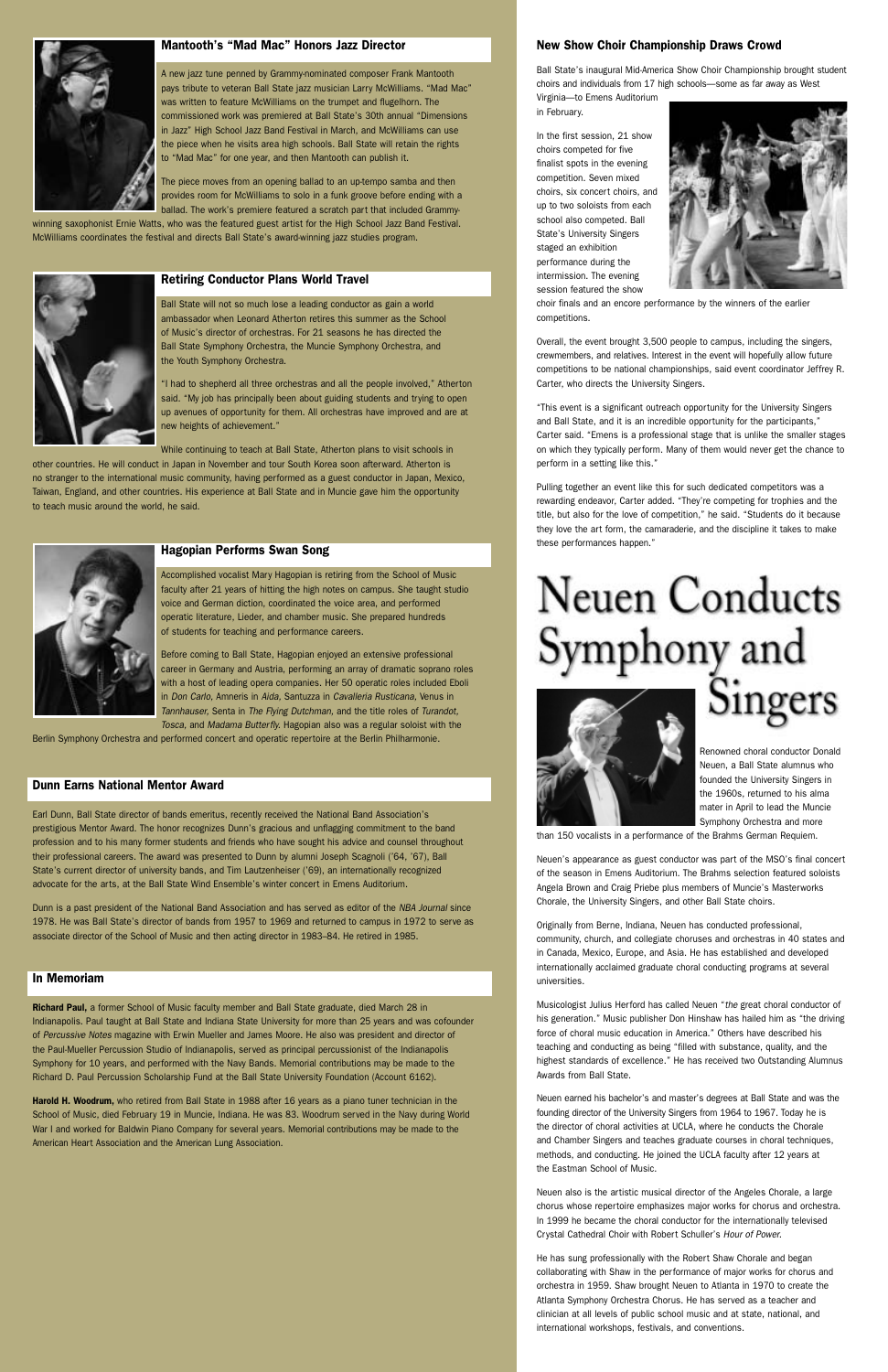## Mantooth's "Mad Mac" Honors Jazz Director

A new jazz tune penned by Grammy-nominated composer Frank Mantooth pays tribute to veteran Ball State jazz musician Larry McWilliams. "Mad Mac" was written to feature McWilliams on the trumpet and flugelhorn. The commissioned work was premiered at Ball State's 30th annual "Dimensions in Jazz" High School Jazz Band Festival in March, and McWilliams can use the piece when he visits area high schools. Ball State will retain the rights to "Mad Mac" for one year, and then Mantooth can publish it.

The piece moves from an opening ballad to an up-tempo samba and then provides room for McWilliams to solo in a funk groove before ending with a ballad. The work's premiere featured a scratch part that included Grammy-winning saxophonist Ernie Watts, who was the featured guest artist for the High School Jazz Band Festival. McWilliams coordinates the festival and directs Ball State's award-winning jazz studies program.

## Retiring Conductor Plans World Travel

Ball State will not so much lose a leading conductor as gain a world ambassador when Leonard Atherton retires this summer as the School of Music's director of orchestras. For 21 seasons he has directed the Ball State Symphony Orchestra, the Muncie Symphony Orchestra, and the Youth Symphony Orchestra.

"I had to shepherd all three orchestras and all the people involved," Atherton said. "My job has principally been about guiding students and trying to open up avenues of opportunity for them. All orchestras have improved and are at new heights of achievement."

While continuing to teach at Ball State, Atherton plans to visit schools in other countries. He will conduct in Japan in November and tour South Korea soon afterward. Atherton is no stranger to the international music community, having performed as a guest conductor in Japan, Mexico, Taiwan, England, and other countries. His experience at Ball State and in Muncie gave him the opportunity to teach music around the world, he said.

## Hagopian Performs Swan Song

Accomplished vocalist Mary Hagopian is retiring from the School of Music faculty after 21 years of hitting the high notes on campus. She taught studio voice and German diction, coordinated the voice area, and performed operatic literature, Lieder, and chamber music. She prepared hundreds of students for teaching and performance careers.

Before coming to Ball State, Hagopian enjoyed an extensive professional career in Germany and Austria, performing an array of dramatic soprano roles with a host of leading opera companies. Her 50 operatic roles included Eboli in *Don Carlo,* Amneris in *Aida,* Santuzza in *Cavalleria Rusticana,* Venus in *Tannhauser,* Senta in *The Flying Dutchman,* and the title roles of *Turandot, Tosca,* and *Madama Butterfly.* Hagopian also was a regular soloist with the Berlin Symphony Orchestra and performed concert and operatic repertoire at the Berlin Philharmonie.

## Dunn Earns National Mentor Award

Earl Dunn, Ball State director of bands emeritus, recently received the National Band Association's prestigious Mentor Award. The honor recognizes Dunn's gracious and unflagging commitment to the band profession and to his many former students and friends who have sought his advice and counsel throughout their professional careers. The award was presented to Dunn by alumni Joseph Scagnoli ('64, '67), Ball State's current director of university bands, and Tim Lautzenheiser ('69), an internationally recognized advocate for the arts, at the Ball State Wind Ensemble's winter concert in Emens Auditorium.

Dunn is a past president of the National Band Association and has served as editor of the *NBA Journal* since 1978. He was Ball State's director of bands from 1957 to 1969 and returned to campus in 1972 to serve as associate director of the School of Music and then acting director in 1983–84. He retired in 1985.

## In Memoriam

**Richard Paul,** a former School of Music faculty member and Ball State graduate, died March 28 in Indianapolis. Paul taught at Ball State and Indiana State University for more than 25 years and was cofounder of *Percussive Notes* magazine with Erwin Mueller and James Moore. He also was president and director of the Paul-Mueller Percussion Studio of Indianapolis, served as principal percussionist of the Indianapolis Symphony for 10 years, and performed with the Navy Bands. Memorial contributions may be made to the Richard D. Paul Percussion Scholarship Fund at the Ball State University Foundation (Account 6162).

**Harold H. Woodrum,** who retired from Ball State in 1988 after 16 years as a piano tuner technician in the School of Music, died February 19 in Muncie, Indiana. He was 83. Woodrum served in the Navy during World War I and worked for Baldwin Piano Company for several years. Memorial contributions may be made to the American Heart Association and the American Lung Association.

## New Show Choir Championship Draws Crowd

Ball State's inaugural Mid-America Show Choir Championship brought student choirs and individuals from 17 high schools—some as far away as West Virginia—to Emens Auditorium in February.

In the first session, 21 show choirs competed for five finalist spots in the evening competition. Seven mixed choirs, six concert choirs, and up to two soloists from each school also competed. Ball State's University Singers staged an exhibition performance during the intermission. The evening session featured the show choir finals and an encore performance by the winners of the earlier competitions.

Overall, the event brought 3,500 people to campus, including the singers, crewmembers, and relatives. Interest in the event will hopefully allow future competitions to be national championships, said event coordinator Jeffrey R. Carter, who directs the University Singers.

"This event is a significant outreach opportunity for the University Singers and Ball State, and it is an incredible opportunity for the participants," Carter said. "Emens is a professional stage that is unlike the smaller stages on which they typically perform. Many of them would never get the chance to perform in a setting like this."

Pulling together an event like this for such dedicated competitors was a rewarding endeavor, Carter added. "They're competing for trophies and the title, but also for the love of competition," he said. "Students do it because they love the art form, the camaraderie, and the discipline it takes to make these performances happen."

# Neuen Conducts Symphony and Singers

Renowned choral conductor Donald Neuen, a Ball State alumnus who founded the University Singers in the 1960s, returned to his alma mater in April to lead the Muncie Symphony Orchestra and more than 150 vocalists in a performance of the Brahms German Requiem.

Neuen's appearance as guest conductor was part of the MSO's final concert of the season in Emens Auditorium. The Brahms selection featured soloists Angela Brown and Craig Priebe plus members of Muncie's Masterworks Chorale, the University Singers, and other Ball State choirs.

Originally from Berne, Indiana, Neuen has conducted professional, community, church, and collegiate choruses and orchestras in 40 states and in Canada, Mexico, Europe, and Asia. He has established and developed internationally acclaimed graduate choral conducting programs at several universities.

Musicologist Julius Herford has called Neuen "*the* great choral conductor of his generation." Music publisher Don Hinshaw has hailed him as "the driving force of choral music education in America." Others have described his teaching and conducting as being "filled with substance, quality, and the highest standards of excellence." He has received two Outstanding Alumnus Awards from Ball State.

Neuen earned his bachelor's and master's degrees at Ball State and was the founding director of the University Singers from 1964 to 1967. Today he is the director of choral activities at UCLA, where he conducts the Chorale and Chamber Singers and teaches graduate courses in choral techniques, methods, and conducting. He joined the UCLA faculty after 12 years at the Eastman School of Music.

Neuen also is the artistic musical director of the Angeles Chorale, a large chorus whose repertoire emphasizes major works for chorus and orchestra. In 1999 he became the choral conductor for the internationally televised Crystal Cathedral Choir with Robert Schuller's *Hour of Power.*

He has sung professionally with the Robert Shaw Chorale and began collaborating with Shaw in the performance of major works for chorus and orchestra in 1959. Shaw brought Neuen to Atlanta in 1970 to create the Atlanta Symphony Orchestra Chorus. He has served as a teacher and clinician at all levels of public school music and at state, national, and international workshops, festivals, and conventions.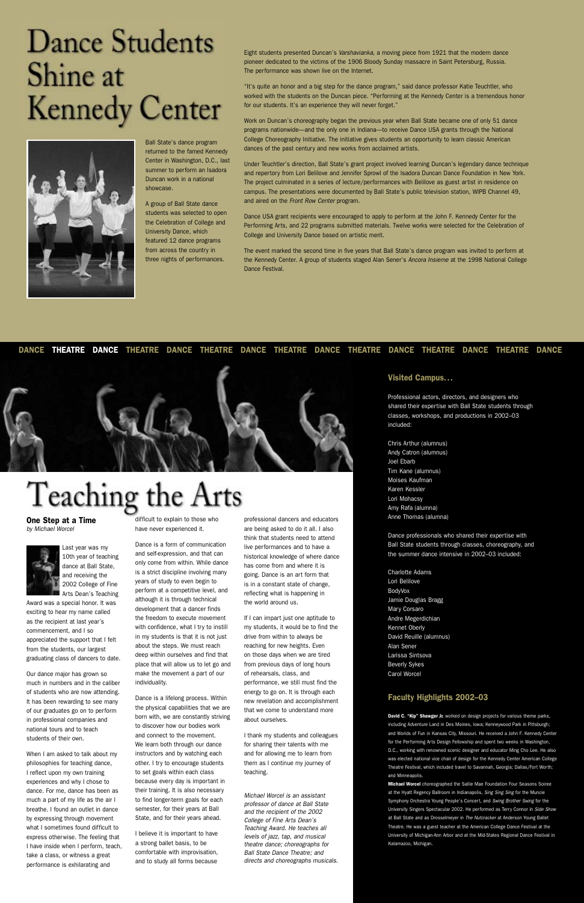# Dance Students Shine at Kennedy Center

Ball State's dance program returned to the famed Kennedy Center in Washington, D.C., last summer to perform an Isadora Duncan work in a national showcase.

A group of Ball State dance students was selected to open the Celebration of College and University Dance, which featured 12 dance programs from across the country in three nights of performances.

Eight students presented Duncan's *Varshavianka*, a moving piece from 1921 that the modern dance pioneer dedicated to the victims of the 1906 Bloody Sunday massacre in Saint Petersburg, Russia. The performance was shown live on the Internet.

"It's quite an honor and a big step for the dance program," said dance professor Katie Teuchtler, who worked with the students on the Duncan piece. "Performing at the Kennedy Center is a tremendous honor for our students. It's an experience they will never forget."

Work on Duncan's choreography began the previous year when Ball State became one of only 51 dance programs nationwide—and the only one in Indiana—to receive Dance USA grants through the National College Choreography Initiative. The initiative gives students an opportunity to learn classic American dances of the past century and new works from acclaimed artists.

Under Teuchtler's direction, Ball State's grant project involved learning Duncan's legendary dance technique and repertory from Lori Belilove and Jennifer Sprowl of the Isadora Duncan Dance Foundation in New York. The project culminated in a series of lecture/performances with Belilove as guest artist in residence on campus. The presentations were documented by Ball State's public television station, WIPB Channel 49, and aired on the *Front Row Center* program.

Dance USA grant recipients were encouraged to apply to perform at the John F. Kennedy Center for the Performing Arts, and 22 programs submitted materials. Twelve works were selected for the Celebration of College and University Dance based on artistic merit.

The event marked the second time in five years that Ball State's dance program was invited to perform at the Kennedy Center. A group of students staged Alan Sener's *Ancora Insieme* at the 1998 National College Dance Festival.

DANCE **THEATRE** **DANCE** THEATRE DANCE THEATRE DANCE THEATRE DANCE THEATRE DANCE THEATRE DANCE THEATRE DANCE

# Teaching the Arts

## One Step at a Time

*by Michael Worcel*

Last year was my 10th year of teaching dance at Ball State, and receiving the 2002 College of Fine Arts Dean's Teaching Award was a special honor. It was exciting to hear my name called as the recipient at last year's commencement, and I so appreciated the support that I felt from the students, our largest graduating class of dancers to date.

Our dance major has grown so much in numbers and in the caliber of students who are now attending. It has been rewarding to see many of our graduates go on to perform in professional companies and national tours and to teach students of their own.

When I am asked to talk about my philosophies for teaching dance, I reflect upon my own training experiences and why I chose to dance. For me, dance has been as much a part of my life as the air I breathe. I found an outlet in dance by expressing through movement what I sometimes found difficult to express otherwise. The feeling that I have inside when I perform, teach, take a class, or witness a great performance is exhilarating and difficult to explain to those who have never experienced it.

Dance is a form of communication and self-expression, and that can only come from within. While dance is a strict discipline involving many years of study to even begin to perform at a competitive level, and although it is through technical development that a dancer finds the freedom to execute movement with confidence, what I try to instill in my students is that it is not just about the steps. We must reach deep within ourselves and find that place that will allow us to let go and make the movement a part of our individuality.

Dance is a lifelong process. Within the physical capabilities that we are born with, we are constantly striving to discover how our bodies work and connect to the movement. We learn both through our dance instructors and by watching each other. I try to encourage students to set goals within each class because every day is important in their training. It is also necessary to find longer-term goals for each semester, for their years at Ball State, and for their years ahead.

I believe it is important to have a strong ballet basis, to be comfortable with improvisation, and to study all forms because professional dancers and educators are being asked to do it all. I also think that students need to attend live performances and to have a historical knowledge of where dance has come from and where it is going. Dance is an art form that is in a constant state of change, reflecting what is happening in the world around us.

If I can impart just one aptitude to my students, it would be to find the drive from within to always be reaching for new heights. Even on those days when we are tired from previous days of long hours of rehearsals, class, and performance, we still must find the energy to go on. It is through each new revelation and accomplishment that we come to understand more about ourselves.

I thank my students and colleagues for sharing their talents with me and for allowing me to learn from them as I continue my journey of teaching.

*Michael Worcel is an assistant professor of dance at Ball State and the recipient of the 2002 College of Fine Arts Dean's Teaching Award. He teaches all levels of jazz, tap, and musical theatre dance; choreographs for Ball State Dance Theatre; and directs and choreographs musicals.*

## Visited Campus...

Professional actors, directors, and designers who shared their expertise with Ball State students through classes, workshops, and productions in 2002–03 included:

Chris Arthur (alumnus)
Andy Catron (alumnus)
Joel Ebarb
Tim Kane (alumnus)
Moises Kaufman
Karen Kessler
Lori Mohacsy
Amy Rafa (alumna)
Anne Thomas (alumna)

Dance professionals who shared their expertise with Ball State students through classes, choreography, and the summer dance intensive in 2002–03 included:

Charlotte Adams
Lori Belilove
BodyVox
Jamie Douglas Bragg
Mary Corsaro
Andre Megerdichian
Kennet Oberly
David Reuille (alumnus)
Alan Sener
Larissa Sintsova
Beverly Sykes
Carol Worcel

## Faculty Highlights 2002–03

**David C. "Kip" Shawger Jr.** worked on design projects for various theme parks, including Adventure Land in Des Moines, Iowa; Kenneywood Park in Pittsburgh; and Worlds of Fun in Kansas City, Missouri. He received a John F. Kennedy Center for the Performing Arts Design Fellowship and spent two weeks in Washington, D.C., working with renowned scenic designer and educator Ming Cho Lee. He also was elected national vice chair of design for the Kennedy Center American College Theatre Festival, which included travel to Savannah, Georgia; Dallas/Fort Worth; and Minneapolis.

**Michael Worcel** choreographed the Sallie Mae Foundation Four Seasons Soiree at the Hyatt Regency Ballroom in Indianapolis, *Sing Sing Sing* for the Muncie Symphony Orchestra Young People's Concert, and *Swing Brother Swing* for the University Singers Spectacular 2002. He performed as Terry Connor in *Side Show* at Ball State and as Drosselmeyer in *The Nutcracker* at Anderson Young Ballet Theatre. He was a guest teacher at the American College Dance Festival at the University of Michigan-Ann Arbor and at the Mid-States Regional Dance Festival in Kalamazoo, Michigan.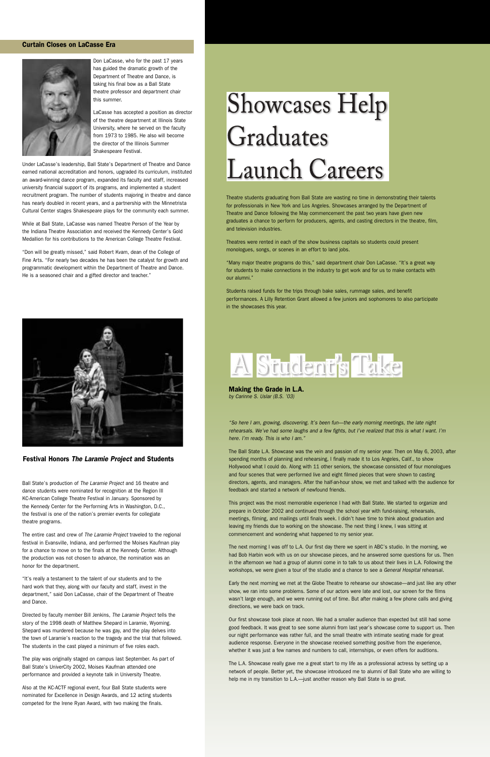## Curtain Closes on LaCasse Era

Don LaCasse, who for the past 17 years has guided the dramatic growth of the Department of Theatre and Dance, is taking his final bow as a Ball State theatre professor and department chair this summer.

LaCasse has accepted a position as director of the theatre department at Illinois State University, where he served on the faculty from 1973 to 1985. He also will become the director of the Illinois Summer Shakespeare Festival.

Under LaCasse's leadership, Ball State's Department of Theatre and Dance earned national accreditation and honors, upgraded its curriculum, instituted an award-winning dance program, expanded its faculty and staff, increased university financial support of its programs, and implemented a student recruitment program. The number of students majoring in theatre and dance has nearly doubled in recent years, and a partnership with the Minnetrista Cultural Center stages Shakespeare plays for the community each summer.

While at Ball State, LaCasse was named Theatre Person of the Year by the Indiana Theatre Association and received the Kennedy Center's Gold Medallion for his contributions to the American College Theatre Festival.

"Don will be greatly missed," said Robert Kvam, dean of the College of Fine Arts. "For nearly two decades he has been the catalyst for growth and programmatic development within the Department of Theatre and Dance. He is a seasoned chair and a gifted director and teacher."

## Festival Honors *The Laramie Project* and Students

Ball State's production of *The Laramie Project* and 16 theatre and dance students were nominated for recognition at the Region III KC-American College Theatre Festival in January. Sponsored by the Kennedy Center for the Performing Arts in Washington, D.C., the festival is one of the nation's premier events for collegiate theatre programs.

The entire cast and crew of *The Laramie Project* traveled to the regional festival in Evansville, Indiana, and performed the Moises Kaufman play for a chance to move on to the finals at the Kennedy Center. Although the production was not chosen to advance, the nomination was an honor for the department.

"It's really a testament to the talent of our students and to the hard work that they, along with our faculty and staff, invest in the department," said Don LaCasse, chair of the Department of Theatre and Dance.

Directed by faculty member Bill Jenkins, *The Laramie Project* tells the story of the 1998 death of Matthew Shepard in Laramie, Wyoming. Shepard was murdered because he was gay, and the play delves into the town of Laramie's reaction to the tragedy and the trial that followed. The students in the cast played a minimum of five roles each.

The play was originally staged on campus last September. As part of Ball State's UniverCity 2002, Moises Kaufman attended one performance and provided a keynote talk in University Theatre.

Also at the KC-ACTF regional event, four Ball State students were nominated for Excellence in Design Awards, and 12 acting students competed for the Irene Ryan Award, with two making the finals.

# Showcases Help Graduates Launch Careers

Theatre students graduating from Ball State are wasting no time in demonstrating their talents for professionals in New York and Los Angeles. Showcases arranged by the Department of Theatre and Dance following the May commencement the past two years have given new graduates a chance to perform for producers, agents, and casting directors in the theatre, film, and television industries.

Theatres were rented in each of the show business capitals so students could present monologues, songs, or scenes in an effort to land jobs.

"Many major theatre programs do this," said department chair Don LaCasse. "It's a great way for students to make connections in the industry to get work and for us to make contacts with our alumni."

Students raised funds for the trips through bake sales, rummage sales, and benefit performances. A Lilly Retention Grant allowed a few juniors and sophomores to also participate in the showcases this year.

# A Student's Take

### Making the Grade in L.A.

*by Carinne S. Uslar (B.S. '03)*

*"So here I am, growing, discovering. It's been fun—the early morning meetings, the late night rehearsals. We've had some laughs and a few fights, but I've realized that this is what I want. I'm here. I'm ready. This is who I am."*

The Ball State L.A. Showcase was the vein and passion of my senior year. Then on May 6, 2003, after spending months of planning and rehearsing, I finally made it to Los Angeles, Calif., to show Hollywood what I could do. Along with 11 other seniors, the showcase consisted of four monologues and four scenes that were performed live and eight filmed pieces that were shown to casting directors, agents, and managers. After the half-an-hour show, we met and talked with the audience for feedback and started a network of newfound friends.

This project was the most memorable experience I had with Ball State. We started to organize and prepare in October 2002 and continued through the school year with fund-raising, rehearsals, meetings, filming, and mailings until finals week. I didn't have time to think about graduation and leaving my friends due to working on the showcase. The next thing I knew, I was sitting at commencement and wondering what happened to my senior year.

The next morning I was off to L.A. Our first day there we spent in ABC's studio. In the morning, we had Bob Harbin work with us on our showcase pieces, and he answered some questions for us. Then in the afternoon we had a group of alumni come in to talk to us about their lives in L.A. Following the workshops, we were given a tour of the studio and a chance to see a *General Hospital* rehearsal.

Early the next morning we met at the Globe Theatre to rehearse our showcase—and just like any other show, we ran into some problems. Some of our actors were late and lost, our screen for the films wasn't large enough, and we were running out of time. But after making a few phone calls and giving directions, we were back on track.

Our first showcase took place at noon. We had a smaller audience than expected but still had some good feedback. It was great to see some alumni from last year's showcase come to support us. Then our night performance was rather full, and the small theatre with intimate seating made for great audience response. Everyone in the showcase received something positive from the experience, whether it was just a few names and numbers to call, internships, or even offers for auditions.

The L.A. Showcase really gave me a great start to my life as a professional actress by setting up a network of people. Better yet, the showcase introduced me to alumni of Ball State who are willing to help me in my transition to L.A.—just another reason why Ball State is so great.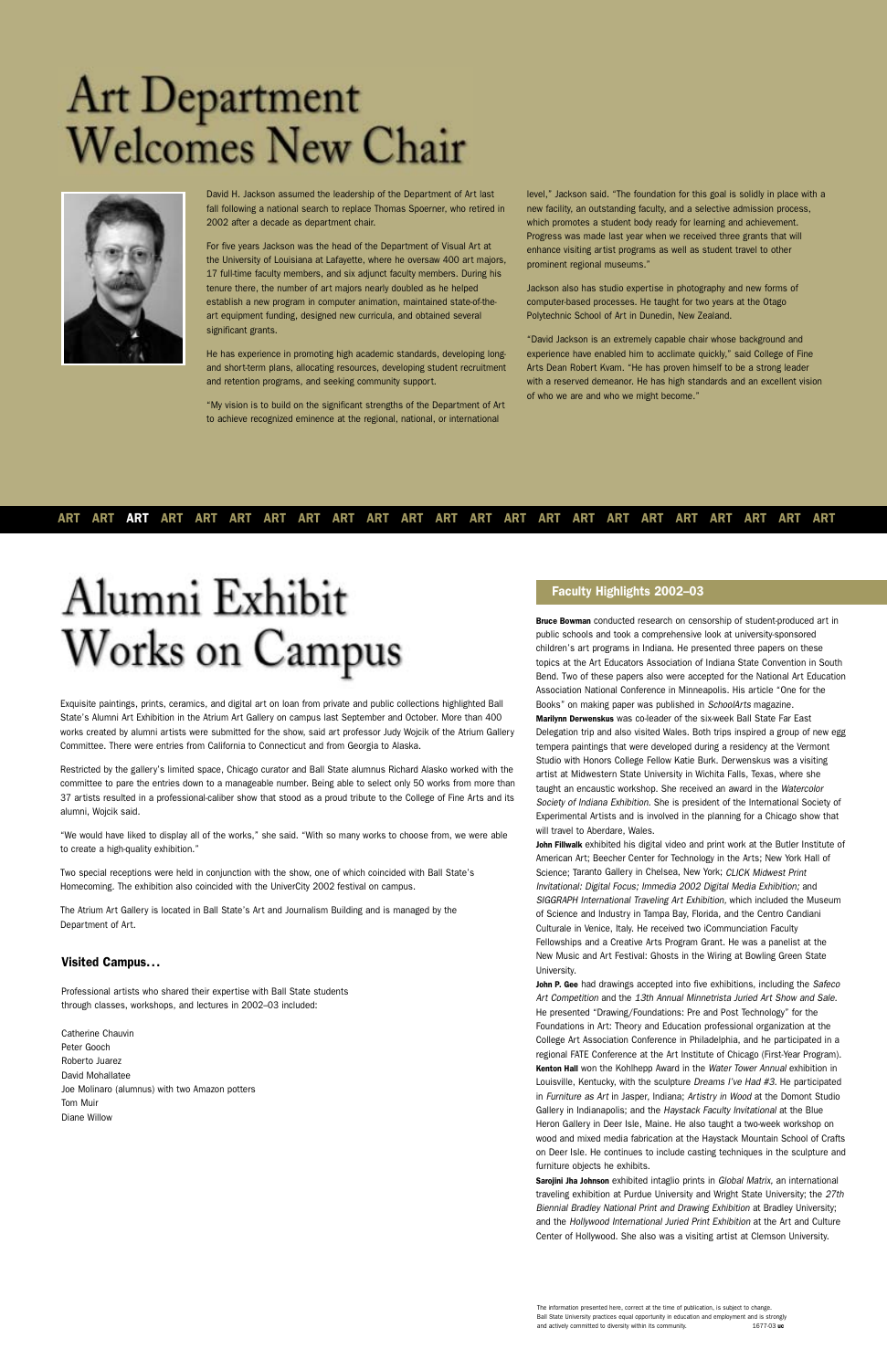# Art Department Welcomes New Chair

David H. Jackson assumed the leadership of the Department of Art last fall following a national search to replace Thomas Spoerner, who retired in 2002 after a decade as department chair.

For five years Jackson was the head of the Department of Visual Art at the University of Louisiana at Lafayette, where he oversaw 400 art majors, 17 full-time faculty members, and six adjunct faculty members. During his tenure there, the number of art majors nearly doubled as he helped establish a new program in computer animation, maintained state-of-the-art equipment funding, designed new curricula, and obtained several significant grants.

He has experience in promoting high academic standards, developing long- and short-term plans, allocating resources, developing student recruitment and retention programs, and seeking community support.

"My vision is to build on the significant strengths of the Department of Art to achieve recognized eminence at the regional, national, or international level," Jackson said. "The foundation for this goal is solidly in place with a new facility, an outstanding faculty, and a selective admission process, which promotes a student body ready for learning and achievement. Progress was made last year when we received three grants that will enhance visiting artist programs as well as student travel to other prominent regional museums."

Jackson also has studio expertise in photography and new forms of computer-based processes. He taught for two years at the Otago Polytechnic School of Art in Dunedin, New Zealand.

"David Jackson is an extremely capable chair whose background and experience have enabled him to acclimate quickly," said College of Fine Arts Dean Robert Kvam. "He has proven himself to be a strong leader with a reserved demeanor. He has high standards and an excellent vision of who we are and who we might become."

ART ART **ART** ART ART ART ART ART ART ART ART ART ART ART ART ART ART ART ART ART ART ART ART

# Alumni Exhibit Works on Campus

Exquisite paintings, prints, ceramics, and digital art on loan from private and public collections highlighted Ball State's Alumni Art Exhibition in the Atrium Art Gallery on campus last September and October. More than 400 works created by alumni artists were submitted for the show, said art professor Judy Wojcik of the Atrium Gallery Committee. There were entries from California to Connecticut and from Georgia to Alaska.

Restricted by the gallery's limited space, Chicago curator and Ball State alumnus Richard Alasko worked with the committee to pare the entries down to a manageable number. Being able to select only 50 works from more than 37 artists resulted in a professional-caliber show that stood as a proud tribute to the College of Fine Arts and its alumni, Wojcik said.

"We would have liked to display all of the works," she said. "With so many works to choose from, we were able to create a high-quality exhibition."

Two special receptions were held in conjunction with the show, one of which coincided with Ball State's Homecoming. The exhibition also coincided with the UniverCity 2002 festival on campus.

The Atrium Art Gallery is located in Ball State's Art and Journalism Building and is managed by the Department of Art.

### Visited Campus…

Professional artists who shared their expertise with Ball State students through classes, workshops, and lectures in 2002–03 included:

Catherine Chauvin
Peter Gooch
Roberto Juarez
David Mohallatee
Joe Molinaro (alumnus) with two Amazon potters
Tom Muir
Diane Willow

## Faculty Highlights 2002–03

**Bruce Bowman** conducted research on censorship of student-produced art in public schools and took a comprehensive look at university-sponsored children's art programs in Indiana. He presented three papers on these topics at the Art Educators Association of Indiana State Convention in South Bend. Two of these papers also were accepted for the National Art Education Association National Conference in Minneapolis. His article "One for the Books" on making paper was published in *SchoolArts* magazine.

**Marilynn Derwenskus** was co-leader of the six-week Ball State Far East Delegation trip and also visited Wales. Both trips inspired a group of new egg tempera paintings that were developed during a residency at the Vermont Studio with Honors College Fellow Katie Burk. Derwenskus was a visiting artist at Midwestern State University in Wichita Falls, Texas, where she taught an encaustic workshop. She received an award in the *Watercolor Society of Indiana Exhibition.* She is president of the International Society of Experimental Artists and is involved in the planning for a Chicago show that will travel to Aberdare, Wales.

**John Fillwalk** exhibited his digital video and print work at the Butler Institute of American Art; Beecher Center for Technology in the Arts; New York Hall of Science; Taranto Gallery in Chelsea, New York; *CLICK Midwest Print Invitational: Digital Focus; Immedia 2002 Digital Media Exhibition;* and *SIGGRAPH International Traveling Art Exhibition,* which included the Museum of Science and Industry in Tampa Bay, Florida, and the Centro Candiani Culturale in Venice, Italy. He received two iCommunciation Faculty Fellowships and a Creative Arts Program Grant. He was a panelist at the New Music and Art Festival: Ghosts in the Wiring at Bowling Green State University.

**John P. Gee** had drawings accepted into five exhibitions, including the *Safeco Art Competition* and the *13th Annual Minnetrista Juried Art Show and Sale.* He presented "Drawing/Foundations: Pre and Post Technology" for the Foundations in Art: Theory and Education professional organization at the College Art Association Conference in Philadelphia, and he participated in a regional FATE Conference at the Art Institute of Chicago (First-Year Program).

**Kenton Hall** won the Kohlhepp Award in the *Water Tower Annual* exhibition in Louisville, Kentucky, with the sculpture *Dreams I've Had #3.* He participated in *Furniture as Art* in Jasper, Indiana; *Artistry in Wood* at the Domont Studio Gallery in Indianapolis; and the *Haystack Faculty Invitational* at the Blue Heron Gallery in Deer Isle, Maine. He also taught a two-week workshop on wood and mixed media fabrication at the Haystack Mountain School of Crafts on Deer Isle. He continues to include casting techniques in the sculpture and furniture objects he exhibits.

**Sarojini Jha Johnson** exhibited intaglio prints in *Global Matrix,* an international traveling exhibition at Purdue University and Wright State University; the *27th Biennial Bradley National Print and Drawing Exhibition* at Bradley University; and the *Hollywood International Juried Print Exhibition* at the Art and Culture Center of Hollywood. She also was a visiting artist at Clemson University.

The information presented here, correct at the time of publication, is subject to change.
Ball State University practices equal opportunity in education and employment and is strongly and actively committed to diversity within its community. 1677-03 **uc**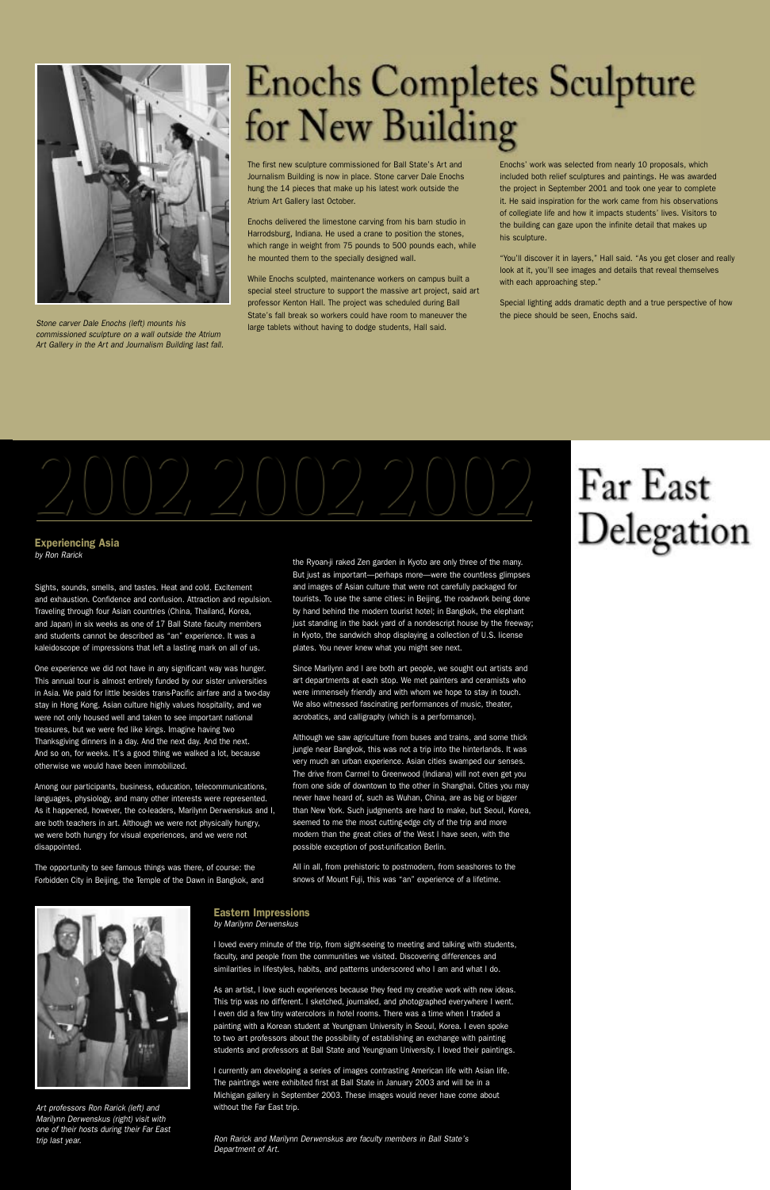# Enochs Completes Sculpture for New Building

*Stone carver Dale Enochs (left) mounts his commissioned sculpture on a wall outside the Atrium Art Gallery in the Art and Journalism Building last fall.*

The first new sculpture commissioned for Ball State's Art and Journalism Building is now in place. Stone carver Dale Enochs hung the 14 pieces that make up his latest work outside the Atrium Art Gallery last October.

Enochs delivered the limestone carving from his barn studio in Harrodsburg, Indiana. He used a crane to position the stones, which range in weight from 75 pounds to 500 pounds each, while he mounted them to the specially designed wall.

While Enochs sculpted, maintenance workers on campus built a special steel structure to support the massive art project, said art professor Kenton Hall. The project was scheduled during Ball State's fall break so workers could have room to maneuver the large tablets without having to dodge students, Hall said.

Enochs' work was selected from nearly 10 proposals, which included both relief sculptures and paintings. He was awarded the project in September 2001 and took one year to complete it. He said inspiration for the work came from his observations of collegiate life and how it impacts students' lives. Visitors to the building can gaze upon the infinite detail that makes up his sculpture.

"You'll discover it in layers," Hall said. "As you get closer and really look at it, you'll see images and details that reveal themselves with each approaching step."

Special lighting adds dramatic depth and a true perspective of how the piece should be seen, Enochs said.

# 2002 2002 2002

# Far East Delegation

### Experiencing Asia

*by Ron Rarick*

Sights, sounds, smells, and tastes. Heat and cold. Excitement and exhaustion. Confidence and confusion. Attraction and repulsion. Traveling through four Asian countries (China, Thailand, Korea, and Japan) in six weeks as one of 17 Ball State faculty members and students cannot be described as "an" experience. It was a kaleidoscope of impressions that left a lasting mark on all of us.

One experience we did not have in any significant way was hunger. This annual tour is almost entirely funded by our sister universities in Asia. We paid for little besides trans-Pacific airfare and a two-day stay in Hong Kong. Asian culture highly values hospitality, and we were not only housed well and taken to see important national treasures, but we were fed like kings. Imagine having two Thanksgiving dinners in a day. And the next day. And the next. And so on, for weeks. It's a good thing we walked a lot, because otherwise we would have been immobilized.

Among our participants, business, education, telecommunications, languages, physiology, and many other interests were represented. As it happened, however, the co-leaders, Marilynn Derwenskus and I, are both teachers in art. Although we were not physically hungry, we were both hungry for visual experiences, and we were not disappointed.

The opportunity to see famous things was there, of course: the Forbidden City in Beijing, the Temple of the Dawn in Bangkok, and the Ryoan-ji raked Zen garden in Kyoto are only three of the many. But just as important—perhaps more—were the countless glimpses and images of Asian culture that were not carefully packaged for tourists. To use the same cities: in Beijing, the roadwork being done by hand behind the modern tourist hotel; in Bangkok, the elephant just standing in the back yard of a nondescript house by the freeway; in Kyoto, the sandwich shop displaying a collection of U.S. license plates. You never knew what you might see next.

Since Marilynn and I are both art people, we sought out artists and art departments at each stop. We met painters and ceramists who were immensely friendly and with whom we hope to stay in touch. We also witnessed fascinating performances of music, theater, acrobatics, and calligraphy (which is a performance).

Although we saw agriculture from buses and trains, and some thick jungle near Bangkok, this was not a trip into the hinterlands. It was very much an urban experience. Asian cities swamped our senses. The drive from Carmel to Greenwood (Indiana) will not even get you from one side of downtown to the other in Shanghai. Cities you may never have heard of, such as Wuhan, China, are as big or bigger than New York. Such judgments are hard to make, but Seoul, Korea, seemed to me the most cutting-edge city of the trip and more modern than the great cities of the West I have seen, with the possible exception of post-unification Berlin.

All in all, from prehistoric to postmodern, from seashores to the snows of Mount Fuji, this was "an" experience of a lifetime.

*Art professors Ron Rarick (left) and Marilynn Derwenskus (right) visit with one of their hosts during their Far East trip last year.*

### Eastern Impressions

*by Marilynn Derwenskus*

I loved every minute of the trip, from sight-seeing to meeting and talking with students, faculty, and people from the communities we visited. Discovering differences and similarities in lifestyles, habits, and patterns underscored who I am and what I do.

As an artist, I love such experiences because they feed my creative work with new ideas. This trip was no different. I sketched, journaled, and photographed everywhere I went. I even did a few tiny watercolors in hotel rooms. There was a time when I traded a painting with a Korean student at Yeungnam University in Seoul, Korea. I even spoke to two art professors about the possibility of establishing an exchange with painting students and professors at Ball State and Yeungnam University. I loved their paintings.

I currently am developing a series of images contrasting American life with Asian life. The paintings were exhibited first at Ball State in January 2003 and will be in a Michigan gallery in September 2003. These images would never have come about without the Far East trip.

*Ron Rarick and Marilynn Derwenskus are faculty members in Ball State's Department of Art.*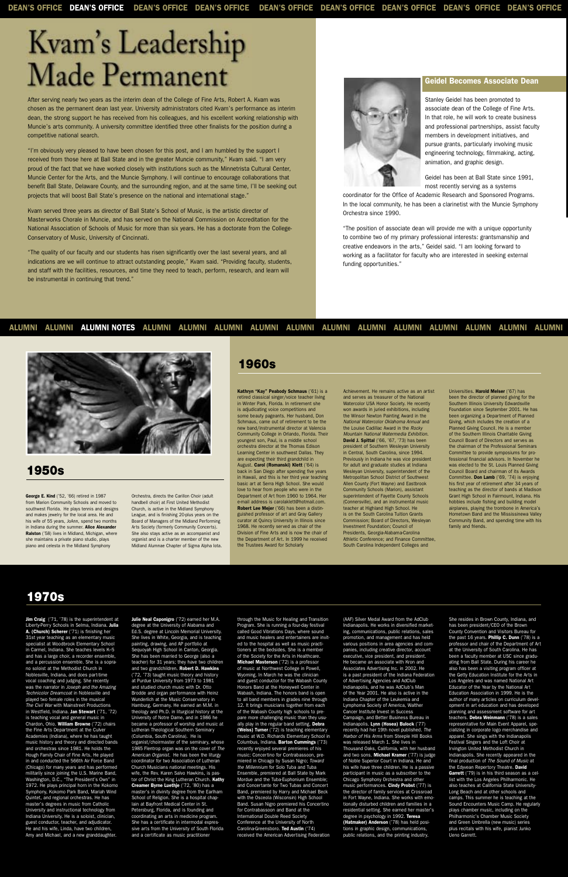# Kvam's Leadership Made Permanent

After serving nearly two years as the interim dean of the College of Fine Arts, Robert A. Kvam was chosen as the permanent dean last year. University administrators cited Kvam's performance as interim dean, the strong support he has received from his colleagues, and his excellent working relationship with Muncie's arts community. A university committee identified three other finalists for the position during a competitive national search.

"I'm obviously very pleased to have been chosen for this post, and I am humbled by the support I received from those here at Ball State and in the greater Muncie community," Kvam said. "I am very proud of the fact that we have worked closely with institutions such as the Minnetrista Cultural Center, Muncie Center for the Arts, and the Muncie Symphony. I will continue to encourage collaborations that benefit Ball State, Delaware County, and the surrounding region, and at the same time, I'll be seeking out projects that will boost Ball State's presence on the national and international stage."

Kvam served three years as director of Ball State's School of Music, is the artistic director of Masterworks Chorale in Muncie, and has served on the National Commission on Accreditation for the National Association of Schools of Music for more than six years. He has a doctorate from the College-Conservatory of Music, University of Cincinnati.

"The quality of our faculty and our students has risen significantly over the last several years, and all indications are we will continue to attract outstanding people," Kvam said. "Providing faculty, students, and staff with the facilities, resources, and time they need to teach, perform, research, and learn will be instrumental in continuing that trend."

## Geidel Becomes Associate Dean

Stanley Geidel has been promoted to associate dean of the College of Fine Arts. In that role, he will work to create business and professional partnerships, assist faculty members in development initiatives, and pursue grants, particularly involving music engineering technology, filmmaking, acting, animation, and graphic design.

Geidel has been at Ball State since 1991, most recently serving as a systems coordinator for the Office of Academic Research and Sponsored Programs. In the local community, he has been a clarinetist with the Muncie Symphony Orchestra since 1990.

"The position of associate dean will provide me with a unique opportunity to combine two of my primary professional interests: grantsmanship and creative endeavors in the arts," Geidel said. "I am looking forward to working as a facilitator for faculty who are interested in seeking external funding opportunities."

# Alumni Notes

## 1950s

**George E. Kind** ('52, '66) retired in 1987 from Marion Community Schools and moved to southwest Florida. He plays tennis and designs and makes jewelry for the local area. He and his wife of 55 years, JoAnn, spend two months in Indiana during the summer. **Alice Alexander Ralston** ('58) lives in Midland, Michigan, where she maintains a private piano studio, plays piano and celesta in the Midland Symphony Orchestra, directs the Carillon Choir (adult handbell choir) at First United Methodist Church, is active in the Midland Symphony League, and is finishing 20-plus years on the Board of Managers of the Midland Performing Arts Society (formerly Community Concerts). She also stays active as an accompanist and organist and is a charter member of the new Midland Alumnae Chapter of Sigma Alpha Iota.

## 1960s

**Kathryn "Kay" Peabody Schmaus** ('61) is a retired classical singer/voice teacher living in Winter Park, Florida. In retirement she is adjudicating voice competitions and some beauty pageants. Her husband, Don Schmaus, came out of retirement to be the new band/instrumental director at Valencia Community College in Orlando, Florida. Their youngest son, Paul, is a middle school orchestra director at the Thomas Edison Learning Center in southwest Dallas. They are expecting their third grandchild in August. **Carol (Romanski) Klett** ('64) is back in San Diego after spending five years in Hawaii, and this is her third year teaching basic art at Serra High School. She would love to hear from people who were in the Department of Art from 1960 to 1964. Her e-mail address is carolaklett@hotmail.com. **Robert Lee Mejer** ('66) has been a distinguished professor of art and Gray Gallery curator at Quincy University in Illinois since 1968. He recently served as chair of the Division of Fine Arts and is now the chair of the Department of Art. In 1999 he received the Trustees Award for Scholarly Achievement. He remains active as an artist and serves as treasurer of the National Watercolor USA Honor Society. He recently won awards in juried exhibitions, including the Winsor Newton Painting Award in the *National Watercolor Oklahoma Annual* and the Louise Cadillac Award in the *Rocky Mountain National Watermedia Exhibition*. **David J. Spittal** ('66, '67, '73) has been president of Southern Wesleyan University in Central, South Carolina, since 1994. Previously in Indiana he was vice president for adult and graduate studies at Indiana Wesleyan University, superintendent of the Metropolitan School District of Southwest Allen County (Fort Wayne) and Eastbrook Community Schools (Marion), assistant superintendent of Fayette County Schools (Connersville), and an instrumental music teacher at Highland High School. He is on the South Carolina Tuition Grants Commission; Board of Directors, Wesleyan Investment Foundation; Council of Presidents, Georgia-Alabama-Carolina Athletic Conference; and Finance Committee, South Carolina Independent Colleges and Universities. **Harold Melser** ('67) has been the director of planned giving for the Southern Illinois University Edwardsville Foundation since September 2001. He has been organizing a Department of Planned Giving, which includes the creation of a Planned Giving Council. He is a member of the Southern Illinois Charitable Giving Council Board of Directors and serves as the chairman of the Professional Seminars Committee to provide symposiums for professional financial advisors. In November he was elected to the St. Louis Planned Giving Council Board and chairman of its Awards Committee. **Don Lamb** ('69, '74) is enjoying his first year of retirement after 34 years of teaching as the director of bands at Madison Grant High School in Fairmount, Indiana. His hobbies include fishing and building model airplanes, playing the trombone in America's Hometown Band and the Mississinewa Valley Community Band, and spending time with his family and friends.

## 1970s

**Jim Craig** ('71, '78) is the superintendent at Liberty-Perry Schools in Selma, Indiana. **Julia A. (Church) Scherer** ('71) is finishing her 31st year teaching as an elementary music specialist at Woodbrook Elementary School in Carmel, Indiana. She teaches levels K–5 and has a large choir, a recorder ensemble, and a percussion ensemble. She is a soprano soloist at the Methodist Church in Noblesville, Indiana, and does part-time vocal coaching and judging. She recently was the narrator in *Joseph and the Amazing Technicolor Dreamcoat* in Noblesville and played two female roles in the musical *The Civil War* with Mainstreet Productions in Westfield, Indiana. **Jan Stewart** ('71, '72) is teaching vocal and general music in Chardon, Ohio. **William Browne** ('72) chairs the Fine Arts Department at the Culver Academies (Indiana), where he has taught music history and theory and directed bands and orchestras since 1981. He holds the Hough Family Chair of Fine Arts. He played in and conducted the 566th Air Force Band (Chicago) for many years and has performed militarily since joining the U.S. Marine Band, Washington, D.C., "The President's Own" in 1972. He plays principal horn in the Kokomo Symphony, Kokomo Park Band, Mariah Wind Quintet, and regional orchestras. He has master's degrees in music from Catholic University and instructional technology from Indiana University. He is a soloist, clinician, guest conductor, teacher, and adjudicator. He and his wife, Linda, have two children, Amy and Michael, and a new granddaughter. **Julie Neal Caponigro** ('72) earned her M.A. degree at the University of Alabama and Ed.S. degree at Lincoln Memorial University. She lives in White, Georgia, and is teaching painting, drawing, and AP portfolio at Sequoyah High School in Canton, Georgia. She has been married to George (also a teacher) for 31 years; they have two children and two grandchildren. **Robert D. Hawkins** ('72, '73) taught music theory and history at Purdue University from 1973 to 1981 and studied church music with Dr. Otto Brodde and organ performance with Heinz Wunderlich at the Music Conservatory in Hamburg, Germany. He earned an M.M. in theology and Ph.D. in liturgical history at the University of Notre Dame, and in 1986 he became a professor of worship and music at Lutheran Theological Southern Seminary (Columbia, South Carolina). He is organist/choirmaster of the seminary, whose 1985 Flentrop organ was on the cover of *The American Organist*. He has been the liturgy coordinator for two Association of Lutheran Church Musicians national meetings. His wife, the Rev. Karen Salvo Hawkins, is pastor of Christ the King Lutheran Church. **Kathy Creamer Byrne Luethje** ('72, '80) has a master's in divinity degree from the Earlham School of Religion. She is a hospital chaplain at Bayfront Medical Center in St. Petersburg, Florida, and is founding and coordinating an arts in medicine program. She has a certificate in intermodal expressive arts from the University of South Florida and a certificate as music practitioner through the Music for Healing and Transition Program. She is running a four-day festival called Good Vibrations Days, where sound and music healers and entertainers are invited to the hospital as well as music practitioners at the bedsides. She is a member of the Society for the Arts in Healthcare. **Michael Masterson** ('72) is a professor of music at Northwest College in Powell, Wyoming. In March he was the clinician and guest conductor for the Wabash County Honors Band at the Honeywell Center in Wabash, Indiana. The honors band is open to all band members in grades nine through 12. It brings musicians together from each of the Wabash County high schools to prepare more challenging music than they usually play in the regular band setting. **Debra (Weiss) Turner** ('72) is teaching elementary music at W.D. Richards Elementary School in Columbus, Indiana. **Barton Cummings** ('73) recently enjoyed several premieres of his music: Concertino for Contrabassoon, premiered in Chicago by Susan Nigro; *Toward the Millennium* for Solo Tuba and Tuba Ensemble, premiered at Ball State by Mark Mordue and the Tuba-Euphonium Ensemble; and Concertante for Two Tubas and Concert Band, premiered by Harry and Michael Beck with the Osceola (Wisconsin) High School Band. Susan Nigro premiered his Concertino for Contrabassoon and Band at the International Double Reed Society Conference at the University of North Carolina-Greensboro. **Ted Austin** ('74) received the American Advertising Federation (AAF) Silver Medal Award from the AdClub Indianapolis. He works in diversified marketing, communications, public relations, sales promotion, and management and has held various positions in area agencies and companies, including creative director, account executive, vice president, and president. He became an associate with Kron and Associates Advertising Inc. in 2002. He is a past president of the Indiana Federation of Advertising Agencies and AdClub Indianapolis, and he was AdClub's Man of the Year 2001. He also is active in the Indiana Chapter of the Leukemia and Lymphoma Society of America, Walther Cancer Institute Invest in Success Campaign, and Better Business Bureau in Indianapolis. **Lynn (Hosea) Bulock** ('77) recently had her 19th novel published. *The Harbor of His Arms* from Steeple Hill Books was released March 1. She lives in Thousand Oaks, California, with her husband and two sons. **Michael Kramer** ('77) is judge of Noble Superior Court in Indiana. He and his wife have three children. He is a passive participant in music as a subscriber to the Chicago Symphony Orchestra and other music performances. **Cindy Probst** ('77) is the director of family services at Crossroad in Fort Wayne, Indiana. She works with emotionally disturbed children and families in a residential setting. She earned her master's degree in psychology in 1992. **Teresa (Hatmaker) Anderson** ('78) has held positions in graphic design, communications, public relations, and the printing industry. She resides in Brown County, Indiana, and has been president/CEO of the Brown County Convention and Visitors Bureau for the past 16 years. **Phillip C. Dunn** ('78) is a professor and chair of the Department of Art at the University of South Carolina. He has been a faculty member at USC since graduating from Ball State. During his career he also has been a visiting program officer at the Getty Education Institute for the Arts in Los Angeles and was named National Art Educator of the Year by the National Art Education Association in 1999. He is the author of many articles on curriculum development in art education and has developed planning and assessment software for art teachers. **Debra Weinmann** ('78) is a sales representative for Main Event Apparel, specializing in corporate logo merchandise and apparel. She sings with the Indianapolis Festival Singers and the Loft Choir at Irvington United Methodist Church in Indianapolis. She recently appeared in the final production of *The Sound of Music* at the Edyvean Repertory Theatre. **David Garrett** ('79) is in his third season as a cellist with the Los Angeles Philharmonic. He also teaches at California State University-Long Beach and at other schools and camps. This summer he is teaching at the Sound Encounters Music Camp. He regularly plays chamber music, including on the Philharmonic's Chamber Music Society and Green Umbrella (new music) series plus recitals with his wife, pianist Junko Ueno Garrett.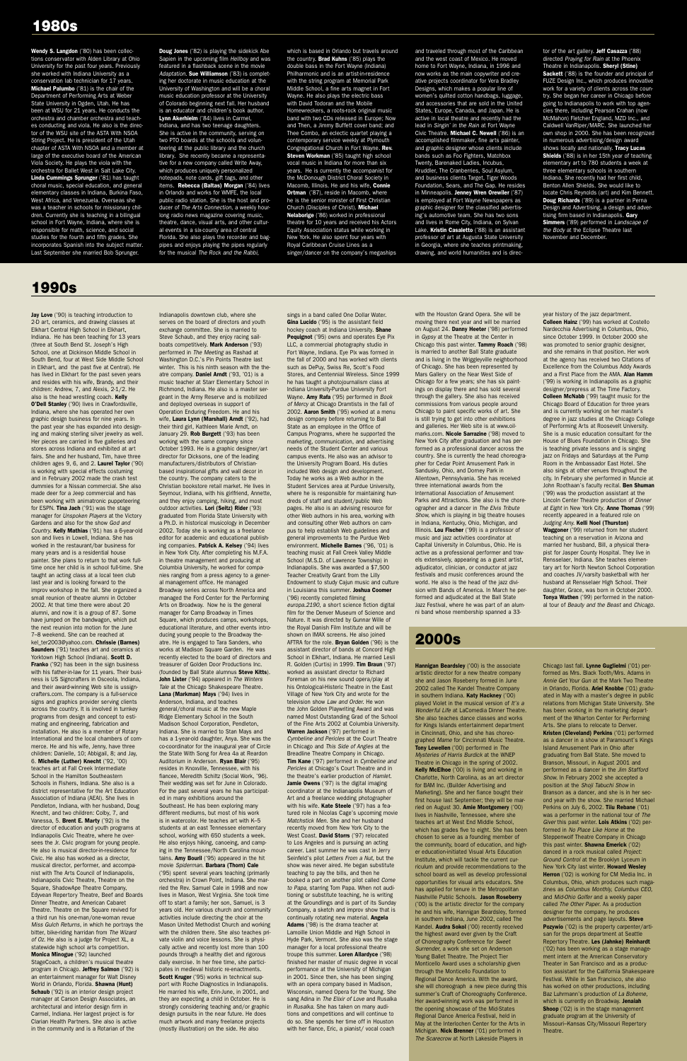## 1980s

**Wendy S. Langdon** ('80) has been collections conservator with Alden Library at Ohio University for the past four years. Previously she worked with Indiana University as a conservation lab technician for 17 years. **Michael Palumbo** ('81) is the chair of the Department of Performing Arts at Weber State University in Ogden, Utah. He has been at WSU for 21 years. He conducts the orchestra and chamber orchestra and teaches conducting and viola. He also is the director of the WSU site of the ASTA With NSOA String Project. He is president of the Utah chapter of ASTA With NSOA and a member at large of the executive board of the American Viola Society. He plays the viola with the orchestra for Ballet West in Salt Lake City. **Linda Cummings Sprunger** ('81) has taught choral music, special education, and general elementary classes in Indiana, Burkina Faso, West Africa, and Venezuela. Overseas she was a teacher in schools for missionary children. Currently she is teaching in a bilingual school in Fort Wayne, Indiana, where she is responsible for math, science, and social studies for the fourth and fifth grades. She incorporates Spanish into the subject matter. Last September she married Bob Sprunger.

**Doug Jones** ('82) is playing the sidekick Abe Sapien in the upcoming film *Hellboy* and was featured in a flashback scene in the movie *Adaptation*. **Sue Williamson** ('83) is completing her doctorate in music education at the University of Washington and will be a choral music education professor at the University of Colorado beginning next fall. Her husband is an educator and children's book author. **Lynn Akenhielm** ('84) lives in Carmel, Indiana, and has two teenage daughters. She is active in the community, serving on two PTO boards at the schools and volunteering at the public library and the church library. She recently became a representative for a new company called Write Away, which produces uniquely personalized notepads, note cards, gift tags, and other items. **Rebecca (Baltas) Morgan** ('84) lives in Orlando and works for WMFE, the local public radio station. She is the host and producer of *The Arts Connection*, a weekly hour-long radio news magazine covering music, theatre, dance, visual arts, and other cultural events in a six-county area of central Florida. She also plays the recorder and bagpipes and enjoys playing the pipes regularly for the musical *The Rock and the Rabbi*, which is based in Orlando but travels around the country. **Brad Kuhns** ('85) plays the double bass in the Fort Wayne (Indiana) Philharmonic and is an artist-in-residence with the string program at Memorial Park Middle School, a fine arts magnet in Fort Wayne. He also plays the electric bass with David Todoran and the Mobile Homewreckers, a roots-rock original music band with two CDs released in Europe; Now and Then, a Jimmy Buffett cover band; and Thee Combo, an eclectic quartet playing a contemporary service weekly at Plymouth Congregational Church in Fort Wayne. **Rev. Steven Workman** ('85) taught high school vocal music in Indiana for more than six years. He is currently the accompanist for the McDonough District Choral Society in Macomb, Illinois. He and his wife, **Connie Ortman** ('87), reside in Macomb, where he is the senior minister of First Christian Church (Disciples of Christ). **Michael Nelaborige** ('86) worked in professional theatre for 10 years and received his Actors Equity Association status while working in New York. He also spent four years with Royal Caribbean Cruise Lines as a singer/dancer on the company's megaships and traveled through most of the Caribbean and the west coast of Mexico. He moved home to Fort Wayne, Indiana, in 1996 and now works as the main copywriter and creative projects coordinator for Vera Bradley Designs, which makes a popular line of women's quilted cotton handbags, luggage, and accessories that are sold in the United States, Europe, Canada, and Japan. He is active in local theatre and recently had the lead in *Singin' in the Rain* at Fort Wayne Civic Theatre. **Michael C. Newell** ('86) is an accomplished filmmaker, fine arts painter, and graphic designer whose clients include bands such as Foo Fighters, Matchbox Twenty, Barenaked Ladies, Incubus, Kruddler, The Cranberries, Soul Asylum, and business clients Target, Tiger Woods Foundation, Sears, and The Gap. He resides in Minneapolis. **Jenney Wren Orewiler** ('87) is employed at Fort Wayne Newspapers as graphic designer for the classified advertising's automotive team. She has two sons and lives in Rome City, Indiana, on Sylvan Lake. **Kristin Casaletto** ('88) is an assistant professor of art at Augusta State University in Georgia, where she teaches printmaking, drawing, and world humanities and is director of the art gallery. **Jeff Casazza** ('88) directed *Praying for Rain* at the Phoenix Theatre in Indianapolis. **Sheryl (Stine) Sackett** ('88) is the founder and principal of FUZE Design Inc., which produces innovative work for a variety of clients across the country. She began her career in Chicago before going to Indianapolis to work with top agencies there, including Pearson Crahan (now McMahon) Fletcher England, MZD Inc., and Caldwell VanRiper/MARC. She launched her own shop in 2000. She has been recognized in numerous advertising/design award shows locally and nationally. **Tracy Lucas Shields** ('88) is in her 15th year of teaching elementary art to 780 students a week at three elementary schools in southern Indiana. She recently had her first child, Benton Allen Shields. She would like to locate Chris Reynolds (art) and Kim Bennett. **Doug Richards** ('89) is a partner in Perna Design and Advertising, a design and advertising firm based in Indianapolis. **Gary Simmers** ('89) performed in *Landscape of the Body* at the Eclipse Theatre last November and December.

## 1990s

**Jay Love** ('90) is teaching introduction to 2-D art, ceramics, and drawing classes at Elkhart Central High School in Elkhart, Indiana. He has been teaching for 13 years (three at South Bend St. Joseph's High School, one at Dickinson Middle School in South Bend, four at West Side Middle School in Elkhart, and the past five at Central). He has lived in Elkhart for the past seven years and resides with his wife, Brandy, and their children: Andrew, 7, and Alexis, 2-1/2. He also is the head wrestling coach. **Kelly O'Dell Stanley** ('90) lives in Crawfordsville, Indiana, where she has operated her own graphic design business for nine years. In the past year she has expanded into designing and making sterling silver jewelry as well. Her pieces are carried in five galleries and stores across Indiana and exhibited at art fairs. She and her husband, Tim, have three children ages 9, 6, and 2. **Laurel Taylor** ('90) is working with special effects costuming and in February 2002 made the crash test dummies for a Nissan commercial. She also made deer for a Jeep commercial and has been working with animatronic puppeteering for ESPN. **Tina Jach** ('91) was the stage manager for *Unspoken Prayers* at the Victory Gardens and also for the show *God and Country*. **Kelly Mathias** ('91) has a 6-year-old son and lives in Lowell, Indiana. She has worked in the restaurant/bar business for many years and is a residential house painter. She plans to return to that work full-time once her child is in school full-time. She taught an acting class at a local teen club last year and is looking forward to the improv workshop in the fall. She organized a small reunion of theatre alumni in October 2002. At that time there were about 20 alumni, and now it is a group of 87. Some have jumped on the bandwagon, which put the next reunion into motion for the June 7–8 weekend. She can be reached at kel_ter2003@yahoo.com. **Chrissie (Barnes) Saunders** ('91) teaches art and ceramics at Yorktown High School (Indiana). **Scott D. Franko** ('92) has been in the sign business with his father-in-law for 11 years. Their business is US Signcrafters in Osceola, Indiana, and their award-winning Web site is ussigncrafters.com. The company is a full-service signs and graphics provider serving clients across the country. It is involved in turnkey programs from design and concept to estimating and engineering, fabrication and installation. He also is a member of Rotary International and the local chambers of commerce. He and his wife, Jenny, have three children: Danielle, 10; Abbigail, 8; and Jay, 6. **Michelle (Luther) Knecht** ('92, '00) teaches art at Fall Creek Intermediate School in the Hamilton Southeastern Schools in Fishers, Indiana. She also is a district representative for the Art Education Association of Indiana (AEAI). She lives in Pendleton, Indiana, with her husband, Doug Knecht, and two children: Colby, 7, and Vanessa, 5. **Brent E. Marty** ('92) is the director of education and youth programs at Indianapolis Civic Theatre, where he oversees the Jr. Civic program for young people. He also is musical director-in-residence for Civic. He also has worked as a director, musical director, performer, and accompanist with The Arts Council of Indianapolis, Indianapolis Civic Theatre, Theatre on the Square, ShadowApe Theatre Company, Edyvean Repertory Theatre, Beef and Boards Dinner Theatre, and American Cabaret Theatre. Theatre on the Square revived for a third run his one-man/one-woman revue *Miss Gulch Returns*, in which he portrays the bitter, bike-riding harridan from *The Wizard of Oz*. He also is a judge for Project XL, a statewide high school arts competition. **Monica Minogue** ('92) launched StageCoach, a children's musical theatre program in Chicago. **Jeffrey Salmon** ('92) is an entertainment manager for Walt Disney World in Orlando, Florida. **Shawna (Hunt) Schaub** ('92) is an interior design project manager at Carson Design Associates, an architectural and interior design firm in Carmel, Indiana. Her largest project is for Clarian Health Partners. She also is active in the community and is a Rotarian of the Indianapolis downtown club, where she serves on the board of directors and youth exchange committee. She is married to Steve Schaub, and they enjoy racing sailboats competitively. **Mark Anderson** ('93) performed in *The Meeting* as Rashad at Washington D.C.'s Pin Points Theatre last winter. This is his ninth season with the theatre company. **Daniel Arndt** ('93, '01) is a music teacher at Starr Elementary School in Richmond, Indiana. He also is a master sergeant in the Army Reserve and is mobilized and deployed overseas in support of Operation Enduring Freedom. He and his wife, **Laura Lynn (Marshall) Arndt** ('92), had their third girl, Kathleen Marie Arndt, on January 29. **Rob Burgett** ('93) has been working with the same company since October 1993. He is a graphic designer/art director for Dicksons, one of the leading manufacturers/distributors of Christian-based inspirational gifts and wall decor in the country. The company caters to the Christian bookstore retail market. He lives in Seymour, Indiana, with his girlfriend, Annette, and they enjoy camping, hiking, and most outdoor activities. **Lori (Seitz) Rider** ('93) graduated from Florida State University with a Ph.D. in historical musicology in December 2002. Today she is working as a freelance editor for academic and educational publishing companies. **Patrick A. Kelsey** ('94) lives in New York City. After completing his M.F.A. in theatre management and producing at Columbia University, he worked for companies ranging from a press agency to a general management office. He managed Broadway series across North America and managed the Ford Center for the Performing Arts on Broadway. Now he is the general manager for Camp Broadway in Times Square, which produces camps, workshops, educational literature, and other events introducing young people to the Broadway theatre. He is engaged to Tara Sanders, who works at Madison Square Garden. He was recently elected to the board of directors and treasurer of Golden Door Productions Inc. (founded by Ball State alumnus **Steve Kitts**). **John Lister** ('94) appeared in *The Winters Tale* at the Chicago Shakespeare Theatre. **Lana (Markman) Mays** ('94) lives in Anderson, Indiana, and teaches general/choral music at the new Maple Ridge Elementary School in the South Madison School Corporation, Pendleton, Indiana. She is married to Stan Mays and has a 1-year-old daughter, Anya. She was the co-coordinator for the inaugural year of Circle the State With Song for Area 4a at Reardon Auditorium in Anderson. **Ryan Blair** ('95) resides in Knoxville, Tennessee, with his fiancee, Meredith Schiltz (Social Work, '96). Their wedding was set for June in Colorado. For the past several years he has participated in many exhibitions around the Southeast. He has been exploring many different mediums, but most of his work is in watercolor. He teaches art with K–5 students at an east Tennessee elementary school, working with 650 students a week. He also enjoys hiking, canoeing, and camping in the Tennessee/North Carolina mountains. **Amy Bouril** ('95) appeared in the hit movie *Spiderman*. **Barbara (Thorn) Cale** ('95) spent several years teaching (primarily orchestra) in Crown Point, Indiana. She married the Rev. Samuel Cale in 1998 and now lives in Mason, West Virginia. She took time off to start a family; her son, Samuel, is 3 years old. Her various church and community activities include directing the choir at the Mason United Methodist Church and working with the children there. She also teaches private violin and voice lessons. She is physically active and recently lost more than 100 pounds through a healthy diet and rigorous daily exercise. In her free time, she participates in medieval historic re-enactments. **Scott Kruger** ('95) works in technical support with Roche Diagnostics in Indianapolis. He married his wife, Erin-June, in 2001, and they are expecting a child in October. He is strongly considering teaching and/or graphic design pursuits in the near future. He does much artwork and many freelance projects (mostly illustration) on the side. He also sings in a band called One Dollar Water. **Gina Lucido** ('95) is the assistant field hockey coach at Indiana University. **Shane Peugnost** ('95) owns and operates Eye Pix LLC, a commercial photography studio in Fort Wayne, Indiana. Eye Pix was formed in the fall of 2000 and has worked with clients such as DePuy, Swiss Re, Scott's Food Stores, and Centennial Wireless. Since 1999 he has taught a photojournalism class at Indiana University-Purdue University Fort Wayne. **Amy Rafa** ('95) performed in *Book of Mercy* at Chicago Dramatists in the fall of 2002. **Aaron Smith** ('95) worked at a menu design company before returning to Ball State as an employee in the Office of Campus Programs, where he supported the marketing, communication, and advertising needs of the Student Center and various campus events. He also was an adviser to the University Program Board. His duties included Web design and development. Today he works as a Web author in the Student Services area at Purdue University, where he is responsible for maintaining hundreds of staff and student/public Web pages. He also is an advising resource for other Web authors in his area, working with and consulting other Web authors on campus to help establish Web guidelines and general improvements to the Purdue Web environment. **Michelle Barnes** ('96, '01) is teaching music at Fall Creek Valley Middle School (M.S.D. of Lawrence Township) in Indianapolis. She was awarded a $7,500 Teacher Creativity Grant from the Lilly Endowment to study Cajun music and culture in Louisiana this summer. **Joshua Coomer** ('96) recently completed filming *europa.2190*, a short science fiction digital film for the Denver Museum of Science and Nature. It was directed by Gunnar Wille of the Royal Danish Film Institute and will be shown on IMAX screens. He also joined AFTRA for the role. **Bryan Golden** ('96) is the assistant director of bands at Concord High School in Elkhart, Indiana. He married Lesli R. Golden (Curtis) in 1999. **Tim Braun** ('97) worked as assistant director to Richard Foreman on his new sound opera/play at his Ontological-Histeric Theatre in the East Village of New York City and wrote for the television show *Law and Order*. He won the John Golden Playwriting Award and was named Most Outstanding Grad of the School of the Fine Arts 2002 at Columbia University. **Warren Jackson** ('97) performed in *Cymbeline and Pericles* at the Court Theatre in Chicago and *This Side of Angles* at the Breadline Theatre Company in Chicago. **Tim Kane** ('97) performed in *Cymbeline and Pericles* at Chicago's Court Theatre and in the theatre's earlier production of *Hamlet*. **Jamie Owens** ('97) is the digital imaging coordinator at the Indianapolis Museum of Art and a freelance wedding photographer with his wife. **Kate Steele** ('97) has a featured role in Nicolas Cage's upcoming movie *Matchstick Men*. She and her husband recently moved from New York City to the West Coast. **David Storrs** ('97) relocated to Los Angeles and is pursuing an acting career. Last summer he was cast in Jerry Seinfeld's pilot *Letters From a Nut*, but the show was never aired. He began substitute teaching to pay the bills, and then he booked a part on another pilot called *Come to Papa*, starring Tom Papa. When not auditioning or substitute teaching, he is writing at the Groundlings and is part of its Sunday Company, a sketch and improv show that is continually rotating new material. **Angela Adams** ('98) is the drama teacher at Lamoille Union Middle and High School in Hyde Park, Vermont. She also was the stage manager for a local professional theatre troupe this summer. **Loren Allardyce** ('98) finished her master of music degree in vocal performance at the University of Michigan in 2001. Since then, she has been singing with an opera company based in Madison, Wisconsin, named Opera for the Young. She sang Adina in *The Elixir of Love* and Rusalka in *Rusalka*. She has taken on many auditions and competitions and will continue to do so. She spends her time off in Houston with her fiance, Eric, a pianist/ vocal coach with the Houston Grand Opera. She will be moving there next year and will be married on August 24. **Danny Heeter** ('98) performed in *Gypsy* at the Theatre at the Center in Chicago this past winter. **Tammy Roach** ('98) is married to another Ball State graduate and is living in the Wriggleyville neighborhood of Chicago. She has been represented by Mars Gallery on the Near West Side of Chicago for a few years; she has six paintings on display there and has sold several through the gallery. She also has received commissions from various people around Chicago to paint specific works of art. She is still trying to get into other exhibitions and galleries. Her Web site is at www.coilmarks.com. **Nicole Sarrazine** ('98) moved to New York City after graduation and has performed as a professional dancer across the country. She is currently the head choreographer for Cedar Point Amusement Park in Sandusky, Ohio, and Dorney Park in Allentown, Pennsylvania. She has received three international awards from the International Association of Amusement Parks and Attractions. She also is the choreographer and a dancer in *The Elvis Tribute Show*, which is playing in big theatre houses in Indiana, Kentucky, Ohio, Michigan, and Illinois. **Lou Fischer** ('99) is a professor of music and jazz activities coordinator at Capital University in Columbus, Ohio. He is active as a professional performer and travels extensively, appearing as a guest artist, adjudicator, clinician, or conductor at jazz festivals and music conferences around the world. He also is the head of the jazz division with Bands of America. In March he performed and adjudicated at the Ball State Jazz Festival, where he was part of an alumni band whose membership spanned a 33-year history of the jazz department. **Colleen Hainz** ('99) has worked at Costello Nardecchia Advertising in Columbus, Ohio, since October 1999. In October 2000 she was promoted to senior graphic designer, and she remains in that position. Her work at the agency has received two Citations of Excellence from the Columbus Addy Awards and a First Place from the AMA. **Alan Hamm** ('99) is working in Indianapolis as a graphic designer/prepress at The Time Factory. **Colleen McNabb** ('99) taught music for the Chicago Board of Education for three years and is currently working on her master's degree in jazz studies at the Chicago College of Performing Arts at Roosevelt University. She is a music education consultant for the House of Blues Foundation in Chicago. She is teaching private lessons and is singing jazz on Fridays and Saturdays at the Pump Room in the Ambassador East Hotel. She also sings at other venues throughout the city. In February she performed in Muncie at John Roothaan's faculty recital. **Ben Shuman** ('99) was the production assistant at the Lincoln Center Theatre production of *Dinner at Eight* in New York City. **Anne Thomas** ('99) recently appeared in a featured role on *Judging Amy*. **Kelli Noel (Thurston) Waggoner** ('99) returned from her student teaching on a reservation in Arizona and married her husband, Bill, a physical therapist for Jasper County Hospital. They live in Rensselaer, Indiana. She teaches elementary art for North Newton School Corporation and coaches JV/varsity basketball with her husband at Rensselaer High School. Their daughter, Grace, was born in October 2000. **Tonya Wathen** ('99) performed in the national tour of *Beauty and the Beast* and *Chicago*.

## 2000s

**Hannigan Beardsley** ('00) is the associate artistic director for a new theatre company she and Jason Roseberry formed in June 2002 called The Kandel Theatre Company in southern Indiana. **Katy Hackney** ('00) played Violet in the musical version of *It's a Wonderful Life* at LaComedia Dinner Theatre. She also teaches dance classes and works for Kings Islands entertainment department in Cincinnati, Ohio, and she has choreographed *Mame* for Cincinnati Music Theatre. **Tony Lewellen** ('00) performed in *The Mysteries of Harris Burdick* at the WNEP Theatre in Chicago in the spring of 2002. **Kelly McElhoe** ('00) is living and working in Charlotte, North Carolina, as an art director for BAM Inc. (Builder Advertising and Marketing). She and her fiance bought their first house last September; they will be married on August 30. **Amie Montgomery** ('00) lives in Nashville, Tennessee, where she teaches art at West End Middle School, which has grades five to eight. She has been chosen to serve as a founding member of the community, board of education, and higher education-initiated Visual Arts Education Institute, which will tackle the current curriculum and provide recommendations to the school board as well as develop professional opportunities for visual arts educators. She has applied for tenure in the Metropolitan Nashville Public Schools. **Jason Roseberry** ('00) is the artistic director for the company he and his wife, Hannigan Beardsley, formed in southern Indiana, June 2002, called The Kandel. **Audra Sokol** ('00) recently received the highest award ever given by the Craft of Choreography Conference for *Sweet Surrender*, a work she set on Anderson Young Ballet Theatre. The Project Tier Monticello Award uses a scholarship given through the Monticello Foundation to Regional Dance America. With the award, she will choreograph a new piece during this summer's Craft of Choreography Conference. Her award-winning work was performed in the opening showcase of the Mid-States Regional Dance America Festival, held in May at the Interlochen Center for the Arts in Michigan. **Nick Brenner** ('01) performed in *The Scarecrow* at North Lakeside Players in Chicago last fall. **Lynne Guglielmi** ('01) performed as Mrs. Black Tooth/Mrs. Adams in *Annie Get Your Gun* at the Mark Two Theatre in Orlando, Florida. **Ariel Knobbe** ('01) graduated in May with a master's degree in public relations from Michigan State University. She has been working in the marketing department of the Wharton Center for Performing Arts. She plans to relocate to Denver. **Kristen (Cleveland) Perkins** ('01) performed as a dancer in a show at Paramount's Kings Island Amusement Park in Ohio after graduating from Ball State. She moved to Branson, Missouri, in August 2001 and performed as a dancer in the *Jim Stafford Show*. In February 2002 she accepted a position at the *Shoji Tabuchi Show* in Branson as a dancer, and she is in her second year with the show. She married Michael Perkins on July 6, 2002. **Tilu Rebane** ('01) was a performer in the national tour of *The Giver* this past winter. **Lois Atkins** ('02) performed in *No Place Like Home* at the Steppenwolf Theatre Company in Chicago this past winter. **Shawna Emerick** ('02) danced in a rock musical called *Project: Ground Control* at the Brooklyn Lyceum in New York City last winter. **Howard Wesley Herron** ('02) is working for CM Media Inc. in Columbus, Ohio, which produces such magazines as *Columbus Monthly*, *Columbus CEO*, and *Mid-Ohio Golfer* and a weekly paper called *The Other Paper*. As a production designer for the company, he produces advertisements and page layouts. **Steve Pozywio** ('02) is the property carpenter/artisan for the props department at Seattle Repertory Theatre. **Les (Jahnke) Reinhardt** ('02) has been working as a stage management intern at the American Conservatory Theater in San Francisco and as a production assistant for the California Shakespeare Festival. While in San Francisco, she also has worked on other productions, including Baz Luhrmann's production of *La Boheme*, which is currently on Broadway. **Jenaiah Shoop** ('02) is in the stage management graduate program at the University of Missouri–Kansas City/Missouri Repertory Theatre.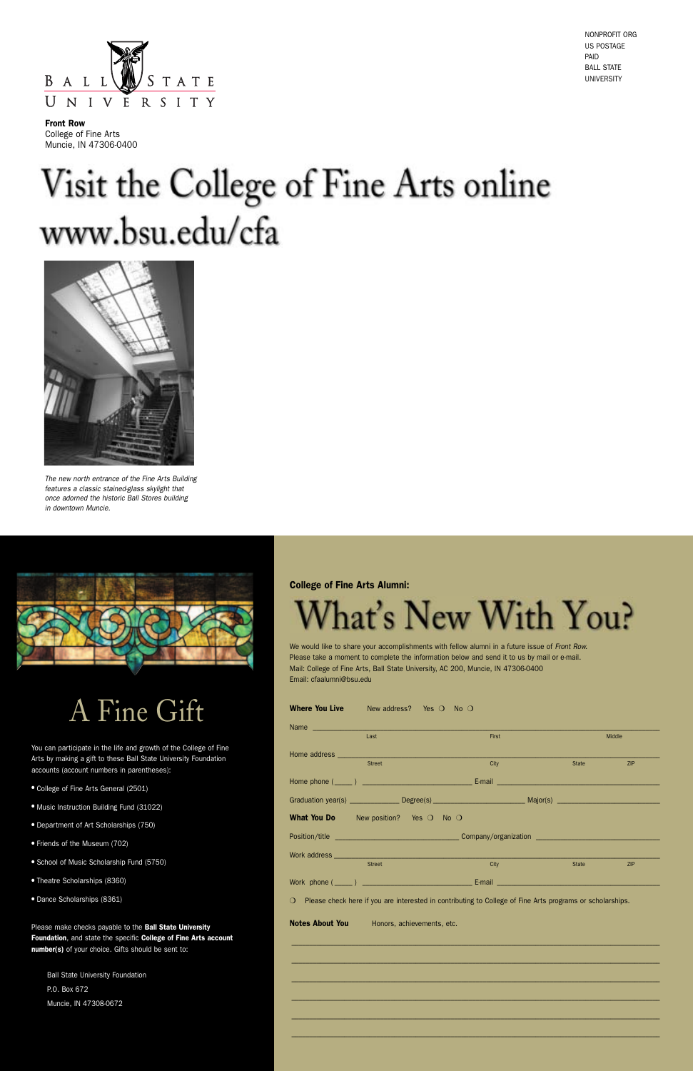BALL STATE UNIVERSITY

**Front Row**
College of Fine Arts
Muncie, IN 47306-0400

NONPROFIT ORG
US POSTAGE
PAID
BALL STATE
UNIVERSITY

# Visit the College of Fine Arts online www.bsu.edu/cfa

*The new north entrance of the Fine Arts Building features a classic stained-glass skylight that once adorned the historic Ball Stores building in downtown Muncie.*

# A Fine Gift

You can participate in the life and growth of the College of Fine Arts by making a gift to these Ball State University Foundation accounts (account numbers in parentheses):

- College of Fine Arts General (2501)
- Music Instruction Building Fund (31022)
- Department of Art Scholarships (750)
- Friends of the Museum (702)
- School of Music Scholarship Fund (5750)
- Theatre Scholarships (8360)
- Dance Scholarships (8361)

Please make checks payable to the **Ball State University Foundation**, and state the specific **College of Fine Arts account number(s)** of your choice. Gifts should be sent to:

Ball State University Foundation
P.O. Box 672
Muncie, IN 47308-0672

**College of Fine Arts Alumni:**

# What's New With You?

We would like to share your accomplishments with fellow alumni in a future issue of *Front Row*. Please take a moment to complete the information below and send it to us by mail or e-mail.
Mail: College of Fine Arts, Ball State University, AC 200, Muncie, IN 47306-0400
Email: cfaalumni@bsu.edu

**Where You Live** New address? Yes ❍ No ❍

Name ____________________________________________
Last First Middle

Home address ____________________________________________
Street City State ZIP

Home phone (____) ____________________ E-mail ____________________

Graduation year(s) __________ Degree(s) __________ Major(s) __________

**What You Do** New position? Yes ❍ No ❍

Position/title ____________________ Company/organization ____________________

Work address ____________________________________________
Street City State ZIP

Work phone (____) ____________________ E-mail ____________________

❍ Please check here if you are interested in contributing to College of Fine Arts programs or scholarships.

**Notes About You** Honors, achievements, etc.

____________________________________________

____________________________________________

____________________________________________

____________________________________________

____________________________________________

____________________________________________